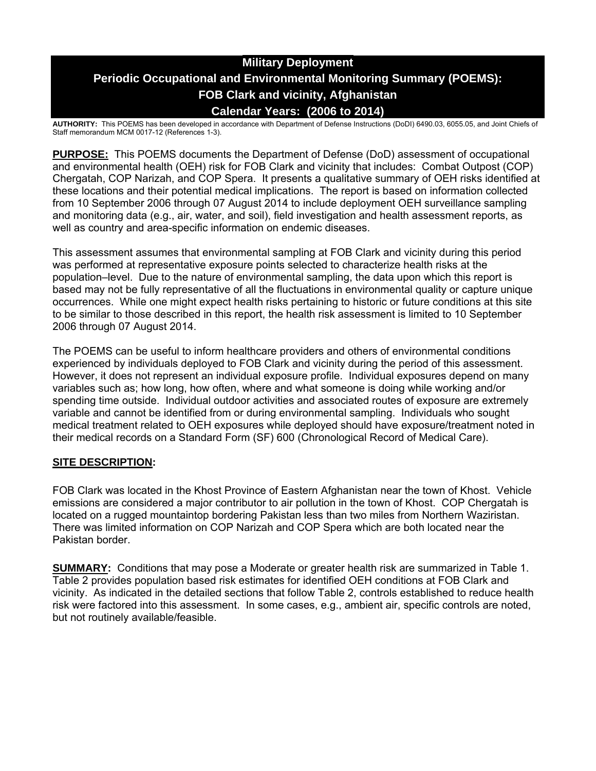# Military Deployment
# Periodic Occupational and Environmental Monitoring Summary (POEMS): FOB Clark and vicinity, Afghanistan
# Calendar Years: (2006 to 2014)

**AUTHORITY:** This POEMS has been developed in accordance with Department of Defense Instructions (DoDI) 6490.03, 6055.05, and Joint Chiefs of Staff memorandum MCM 0017-12 (References 1-3).

**PURPOSE:** This POEMS documents the Department of Defense (DoD) assessment of occupational and environmental health (OEH) risk for FOB Clark and vicinity that includes: Combat Outpost (COP) Chergatah, COP Narizah, and COP Spera. It presents a qualitative summary of OEH risks identified at these locations and their potential medical implications. The report is based on information collected from 10 September 2006 through 07 August 2014 to include deployment OEH surveillance sampling and monitoring data (e.g., air, water, and soil), field investigation and health assessment reports, as well as country and area-specific information on endemic diseases.

This assessment assumes that environmental sampling at FOB Clark and vicinity during this period was performed at representative exposure points selected to characterize health risks at the population–level. Due to the nature of environmental sampling, the data upon which this report is based may not be fully representative of all the fluctuations in environmental quality or capture unique occurrences. While one might expect health risks pertaining to historic or future conditions at this site to be similar to those described in this report, the health risk assessment is limited to 10 September 2006 through 07 August 2014.

The POEMS can be useful to inform healthcare providers and others of environmental conditions experienced by individuals deployed to FOB Clark and vicinity during the period of this assessment. However, it does not represent an individual exposure profile. Individual exposures depend on many variables such as; how long, how often, where and what someone is doing while working and/or spending time outside. Individual outdoor activities and associated routes of exposure are extremely variable and cannot be identified from or during environmental sampling. Individuals who sought medical treatment related to OEH exposures while deployed should have exposure/treatment noted in their medical records on a Standard Form (SF) 600 (Chronological Record of Medical Care).

**SITE DESCRIPTION:**

FOB Clark was located in the Khost Province of Eastern Afghanistan near the town of Khost. Vehicle emissions are considered a major contributor to air pollution in the town of Khost. COP Chergatah is located on a rugged mountaintop bordering Pakistan less than two miles from Northern Waziristan. There was limited information on COP Narizah and COP Spera which are both located near the Pakistan border.

**SUMMARY:** Conditions that may pose a Moderate or greater health risk are summarized in Table 1. Table 2 provides population based risk estimates for identified OEH conditions at FOB Clark and vicinity. As indicated in the detailed sections that follow Table 2, controls established to reduce health risk were factored into this assessment. In some cases, e.g., ambient air, specific controls are noted, but not routinely available/feasible.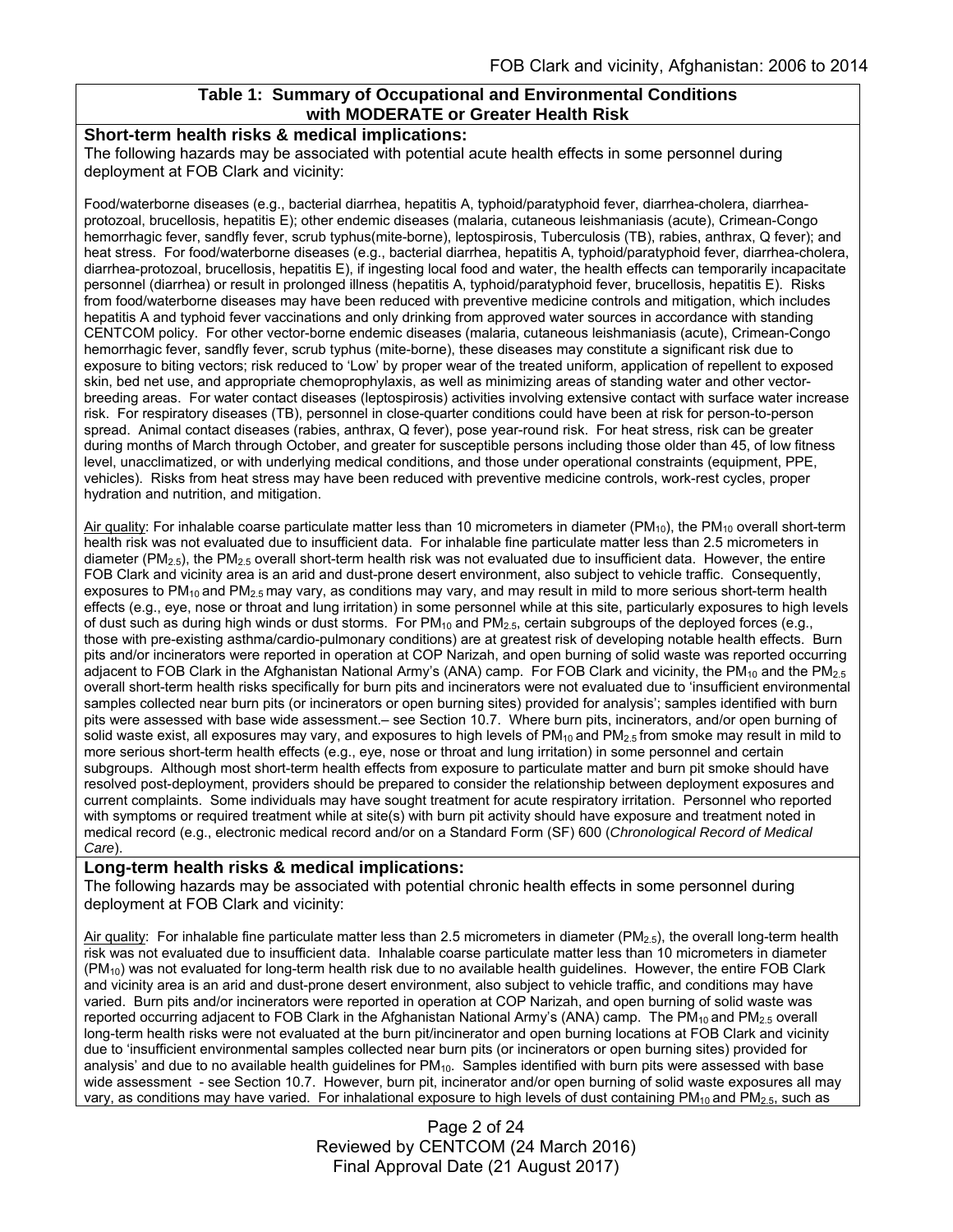**Table 1: Summary of Occupational and Environmental Conditions with MODERATE or Greater Health Risk**

**Short-term health risks & medical implications:**

The following hazards may be associated with potential acute health effects in some personnel during deployment at FOB Clark and vicinity:

Food/waterborne diseases (e.g., bacterial diarrhea, hepatitis A, typhoid/paratyphoid fever, diarrhea-cholera, diarrhea-protozoal, brucellosis, hepatitis E); other endemic diseases (malaria, cutaneous leishmaniasis (acute), Crimean-Congo hemorrhagic fever, sandfly fever, scrub typhus(mite-borne), leptospirosis, Tuberculosis (TB), rabies, anthrax, Q fever); and heat stress. For food/waterborne diseases (e.g., bacterial diarrhea, hepatitis A, typhoid/paratyphoid fever, diarrhea-cholera, diarrhea-protozoal, brucellosis, hepatitis E), if ingesting local food and water, the health effects can temporarily incapacitate personnel (diarrhea) or result in prolonged illness (hepatitis A, typhoid/paratyphoid fever, brucellosis, hepatitis E). Risks from food/waterborne diseases may have been reduced with preventive medicine controls and mitigation, which includes hepatitis A and typhoid fever vaccinations and only drinking from approved water sources in accordance with standing CENTCOM policy. For other vector-borne endemic diseases (malaria, cutaneous leishmaniasis (acute), Crimean-Congo hemorrhagic fever, sandfly fever, scrub typhus (mite-borne), these diseases may constitute a significant risk due to exposure to biting vectors; risk reduced to 'Low' by proper wear of the treated uniform, application of repellent to exposed skin, bed net use, and appropriate chemoprophylaxis, as well as minimizing areas of standing water and other vector-breeding areas. For water contact diseases (leptospirosis) activities involving extensive contact with surface water increase risk. For respiratory diseases (TB), personnel in close-quarter conditions could have been at risk for person-to-person spread. Animal contact diseases (rabies, anthrax, Q fever), pose year-round risk. For heat stress, risk can be greater during months of March through October, and greater for susceptible persons including those older than 45, of low fitness level, unacclimatized, or with underlying medical conditions, and those under operational constraints (equipment, PPE, vehicles). Risks from heat stress may have been reduced with preventive medicine controls, work-rest cycles, proper hydration and nutrition, and mitigation.

Air quality: For inhalable coarse particulate matter less than 10 micrometers in diameter ($PM_{10}$), the $PM_{10}$ overall short-term health risk was not evaluated due to insufficient data. For inhalable fine particulate matter less than 2.5 micrometers in diameter ($PM_{2.5}$), the $PM_{2.5}$ overall short-term health risk was not evaluated due to insufficient data. However, the entire FOB Clark and vicinity area is an arid and dust-prone desert environment, also subject to vehicle traffic. Consequently, exposures to $PM_{10}$ and $PM_{2.5}$ may vary, as conditions may vary, and may result in mild to more serious short-term health effects (e.g., eye, nose or throat and lung irritation) in some personnel while at this site, particularly exposures to high levels of dust such as during high winds or dust storms. For $PM_{10}$ and $PM_{2.5}$, certain subgroups of the deployed forces (e.g., those with pre-existing asthma/cardio-pulmonary conditions) are at greatest risk of developing notable health effects. Burn pits and/or incinerators were reported in operation at COP Narizah, and open burning of solid waste was reported occurring adjacent to FOB Clark in the Afghanistan National Army's (ANA) camp. For FOB Clark and vicinity, the $PM_{10}$ and the $PM_{2.5}$ overall short-term health risks specifically for burn pits and incinerators were not evaluated due to 'insufficient environmental samples collected near burn pits (or incinerators or open burning sites) provided for analysis'; samples identified with burn pits were assessed with base wide assessment.– see Section 10.7. Where burn pits, incinerators, and/or open burning of solid waste exist, all exposures may vary, and exposures to high levels of $PM_{10}$ and $PM_{2.5}$ from smoke may result in mild to more serious short-term health effects (e.g., eye, nose or throat and lung irritation) in some personnel and certain subgroups. Although most short-term health effects from exposure to particulate matter and burn pit smoke should have resolved post-deployment, providers should be prepared to consider the relationship between deployment exposures and current complaints. Some individuals may have sought treatment for acute respiratory irritation. Personnel who reported with symptoms or required treatment while at site(s) with burn pit activity should have exposure and treatment noted in medical record (e.g., electronic medical record and/or on a Standard Form (SF) 600 (*Chronological Record of Medical Care*).

**Long-term health risks & medical implications:**

The following hazards may be associated with potential chronic health effects in some personnel during deployment at FOB Clark and vicinity:

Air quality: For inhalable fine particulate matter less than 2.5 micrometers in diameter ($PM_{2.5}$), the overall long-term health risk was not evaluated due to insufficient data. Inhalable coarse particulate matter less than 10 micrometers in diameter ($PM_{10}$) was not evaluated for long-term health risk due to no available health guidelines. However, the entire FOB Clark and vicinity area is an arid and dust-prone desert environment, also subject to vehicle traffic, and conditions may have varied. Burn pits and/or incinerators were reported in operation at COP Narizah, and open burning of solid waste was reported occurring adjacent to FOB Clark in the Afghanistan National Army's (ANA) camp. The $PM_{10}$ and $PM_{2.5}$ overall long-term health risks were not evaluated at the burn pit/incinerator and open burning locations at FOB Clark and vicinity due to 'insufficient environmental samples collected near burn pits (or incinerators or open burning sites) provided for analysis' and due to no available health guidelines for $PM_{10}$. Samples identified with burn pits were assessed with base wide assessment - see Section 10.7. However, burn pit, incinerator and/or open burning of solid waste exposures all may vary, as conditions may have varied. For inhalational exposure to high levels of dust containing $PM_{10}$ and $PM_{2.5}$, such as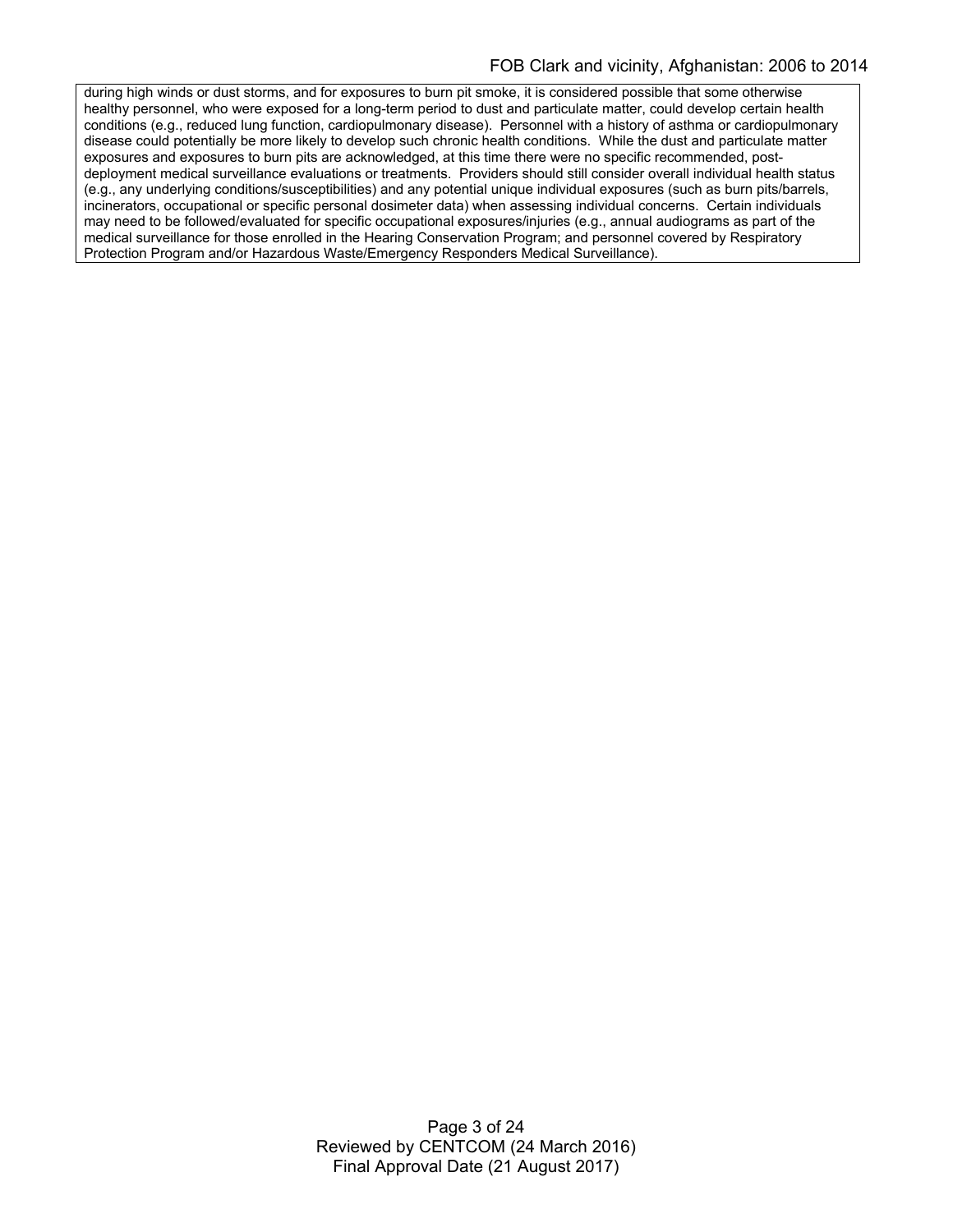during high winds or dust storms, and for exposures to burn pit smoke, it is considered possible that some otherwise healthy personnel, who were exposed for a long-term period to dust and particulate matter, could develop certain health conditions (e.g., reduced lung function, cardiopulmonary disease). Personnel with a history of asthma or cardiopulmonary disease could potentially be more likely to develop such chronic health conditions. While the dust and particulate matter exposures and exposures to burn pits are acknowledged, at this time there were no specific recommended, post-deployment medical surveillance evaluations or treatments. Providers should still consider overall individual health status (e.g., any underlying conditions/susceptibilities) and any potential unique individual exposures (such as burn pits/barrels, incinerators, occupational or specific personal dosimeter data) when assessing individual concerns. Certain individuals may need to be followed/evaluated for specific occupational exposures/injuries (e.g., annual audiograms as part of the medical surveillance for those enrolled in the Hearing Conservation Program; and personnel covered by Respiratory Protection Program and/or Hazardous Waste/Emergency Responders Medical Surveillance).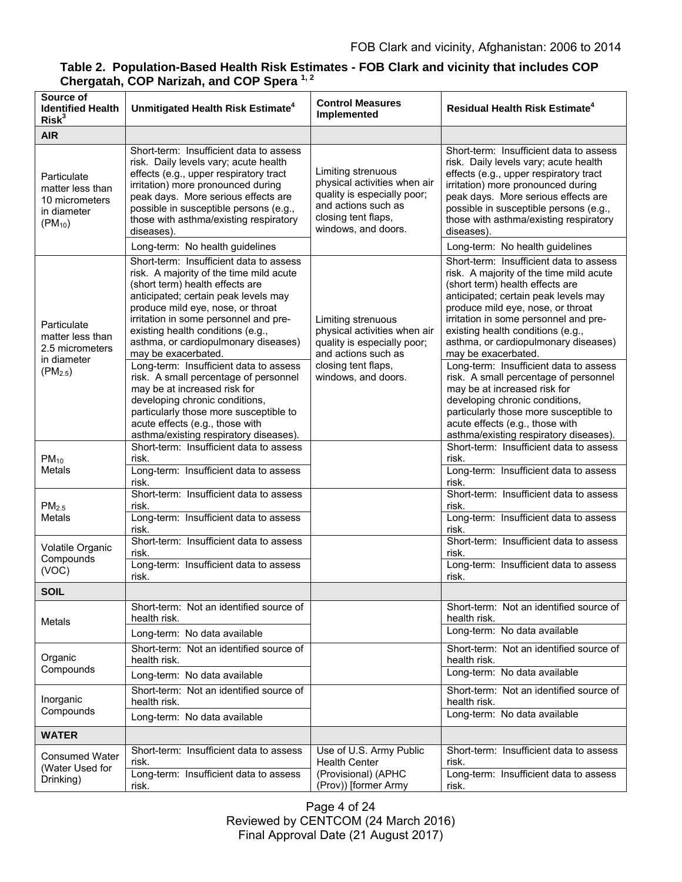**Table 2. Population-Based Health Risk Estimates - FOB Clark and vicinity that includes COP Chergatah, COP Narizah, and COP Spera [1, 2]**

| Source of Identified Health Risk[3] | Unmitigated Health Risk Estimate[4] | Control Measures Implemented | Residual Health Risk Estimate[4] |
|---|---|---|---|
| **AIR** | | | |
| Particulate matter less than 10 micrometers in diameter ($PM_{10}$) | Short-term: Insufficient data to assess risk. Daily levels vary; acute health effects (e.g., upper respiratory tract irritation) more pronounced during peak days. More serious effects are possible in susceptible persons (e.g., those with asthma/existing respiratory diseases). | Limiting strenuous physical activities when air quality is especially poor; and actions such as closing tent flaps, windows, and doors. | Short-term: Insufficient data to assess risk. Daily levels vary; acute health effects (e.g., upper respiratory tract irritation) more pronounced during peak days. More serious effects are possible in susceptible persons (e.g., those with asthma/existing respiratory diseases). |
| | Long-term: No health guidelines | | Long-term: No health guidelines |
| Particulate matter less than 2.5 micrometers in diameter ($PM_{2.5}$) | Short-term: Insufficient data to assess risk. A majority of the time mild acute (short term) health effects are anticipated; certain peak levels may produce mild eye, nose, or throat irritation in some personnel and pre-existing health conditions (e.g., asthma, or cardiopulmonary diseases) may be exacerbated. | Limiting strenuous physical activities when air quality is especially poor; and actions such as closing tent flaps, windows, and doors. | Short-term: Insufficient data to assess risk. A majority of the time mild acute (short term) health effects are anticipated; certain peak levels may produce mild eye, nose, or throat irritation in some personnel and pre-existing health conditions (e.g., asthma, or cardiopulmonary diseases) may be exacerbated. |
| | Long-term: Insufficient data to assess risk. A small percentage of personnel may be at increased risk for developing chronic conditions, particularly those more susceptible to acute effects (e.g., those with asthma/existing respiratory diseases). | | Long-term: Insufficient data to assess risk. A small percentage of personnel may be at increased risk for developing chronic conditions, particularly those more susceptible to acute effects (e.g., those with asthma/existing respiratory diseases). |
| $PM_{10}$ Metals | Short-term: Insufficient data to assess risk. | | Short-term: Insufficient data to assess risk. |
| | Long-term: Insufficient data to assess risk. | | Long-term: Insufficient data to assess risk. |
| $PM_{2.5}$ Metals | Short-term: Insufficient data to assess risk. | | Short-term: Insufficient data to assess risk. |
| | Long-term: Insufficient data to assess risk. | | Long-term: Insufficient data to assess risk. |
| Volatile Organic Compounds (VOC) | Short-term: Insufficient data to assess risk. | | Short-term: Insufficient data to assess risk. |
| | Long-term: Insufficient data to assess risk. | | Long-term: Insufficient data to assess risk. |
| **SOIL** | | | |
| Metals | Short-term: Not an identified source of health risk. | | Short-term: Not an identified source of health risk. |
| | Long-term: No data available | | Long-term: No data available |
| Organic Compounds | Short-term: Not an identified source of health risk. | | Short-term: Not an identified source of health risk. |
| | Long-term: No data available | | Long-term: No data available |
| Inorganic Compounds | Short-term: Not an identified source of health risk. | | Short-term: Not an identified source of health risk. |
| | Long-term: No data available | | Long-term: No data available |
| **WATER** | | | |
| Consumed Water (Water Used for Drinking) | Short-term: Insufficient data to assess risk. | Use of U.S. Army Public Health Center (Provisional) (APHC (Prov)) [former Army | Short-term: Insufficient data to assess risk. |
| | Long-term: Insufficient data to assess risk. | | Long-term: Insufficient data to assess risk. |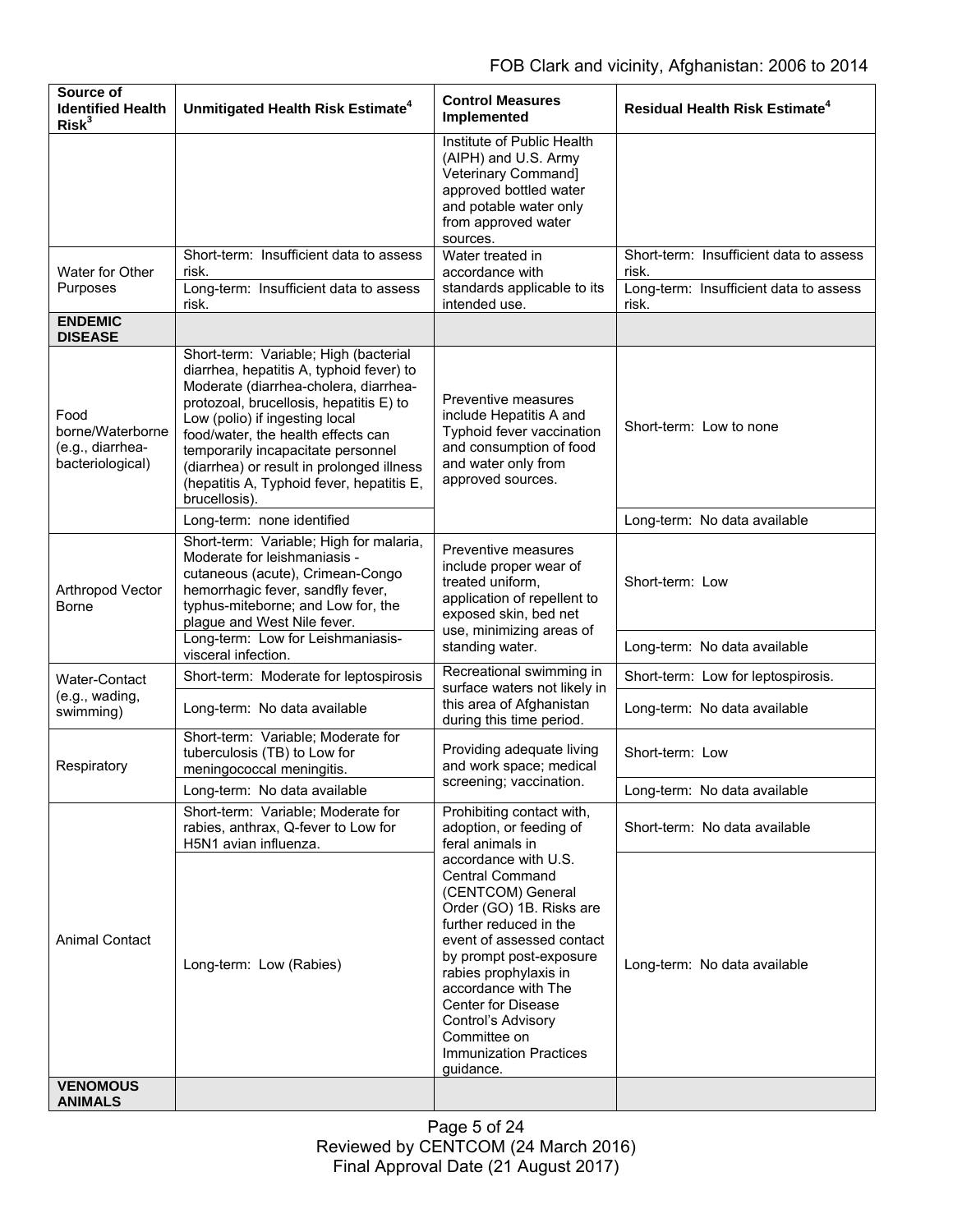| Source of Identified Health Risk[3] | Unmitigated Health Risk Estimate[4] | Control Measures Implemented | Residual Health Risk Estimate[4] |
|---|---|---|---|
| | | Institute of Public Health (AIPH) and U.S. Army Veterinary Command] approved bottled water and potable water only from approved water sources. | |
| Water for Other Purposes | Short-term: Insufficient data to assess risk. | Water treated in accordance with standards applicable to its intended use. | Short-term: Insufficient data to assess risk. |
| | Long-term: Insufficient data to assess risk. | | Long-term: Insufficient data to assess risk. |
| **ENDEMIC DISEASE** | | | |
| Food borne/Waterborne (e.g., diarrhea-bacteriological) | Short-term: Variable; High (bacterial diarrhea, hepatitis A, typhoid fever) to Moderate (diarrhea-cholera, diarrhea-protozoal, brucellosis, hepatitis E) to Low (polio) if ingesting local food/water, the health effects can temporarily incapacitate personnel (diarrhea) or result in prolonged illness (hepatitis A, Typhoid fever, hepatitis E, brucellosis). | Preventive measures include Hepatitis A and Typhoid fever vaccination and consumption of food and water only from approved sources. | Short-term: Low to none |
| | Long-term: none identified | | Long-term: No data available |
| Arthropod Vector Borne | Short-term: Variable; High for malaria, Moderate for leishmaniasis - cutaneous (acute), Crimean-Congo hemorrhagic fever, sandfly fever, typhus-miteborne; and Low for, the plague and West Nile fever. | Preventive measures include proper wear of treated uniform, application of repellent to exposed skin, bed net use, minimizing areas of standing water. | Short-term: Low |
| | Long-term: Low for Leishmaniasis-visceral infection. | | Long-term: No data available |
| Water-Contact (e.g., wading, swimming) | Short-term: Moderate for leptospirosis | Recreational swimming in surface waters not likely in this area of Afghanistan during this time period. | Short-term: Low for leptospirosis. |
| | Long-term: No data available | | Long-term: No data available |
| Respiratory | Short-term: Variable; Moderate for tuberculosis (TB) to Low for meningococcal meningitis. | Providing adequate living and work space; medical screening; vaccination. | Short-term: Low |
| | Long-term: No data available | | Long-term: No data available |
| Animal Contact | Short-term: Variable; Moderate for rabies, anthrax, Q-fever to Low for H5N1 avian influenza. | Prohibiting contact with, adoption, or feeding of feral animals in accordance with U.S. Central Command (CENTCOM) General Order (GO) 1B. Risks are further reduced in the event of assessed contact by prompt post-exposure rabies prophylaxis in accordance with The Center for Disease Control's Advisory Committee on Immunization Practices guidance. | Short-term: No data available |
| | Long-term: Low (Rabies) | | Long-term: No data available |
| **VENOMOUS ANIMALS** | | | |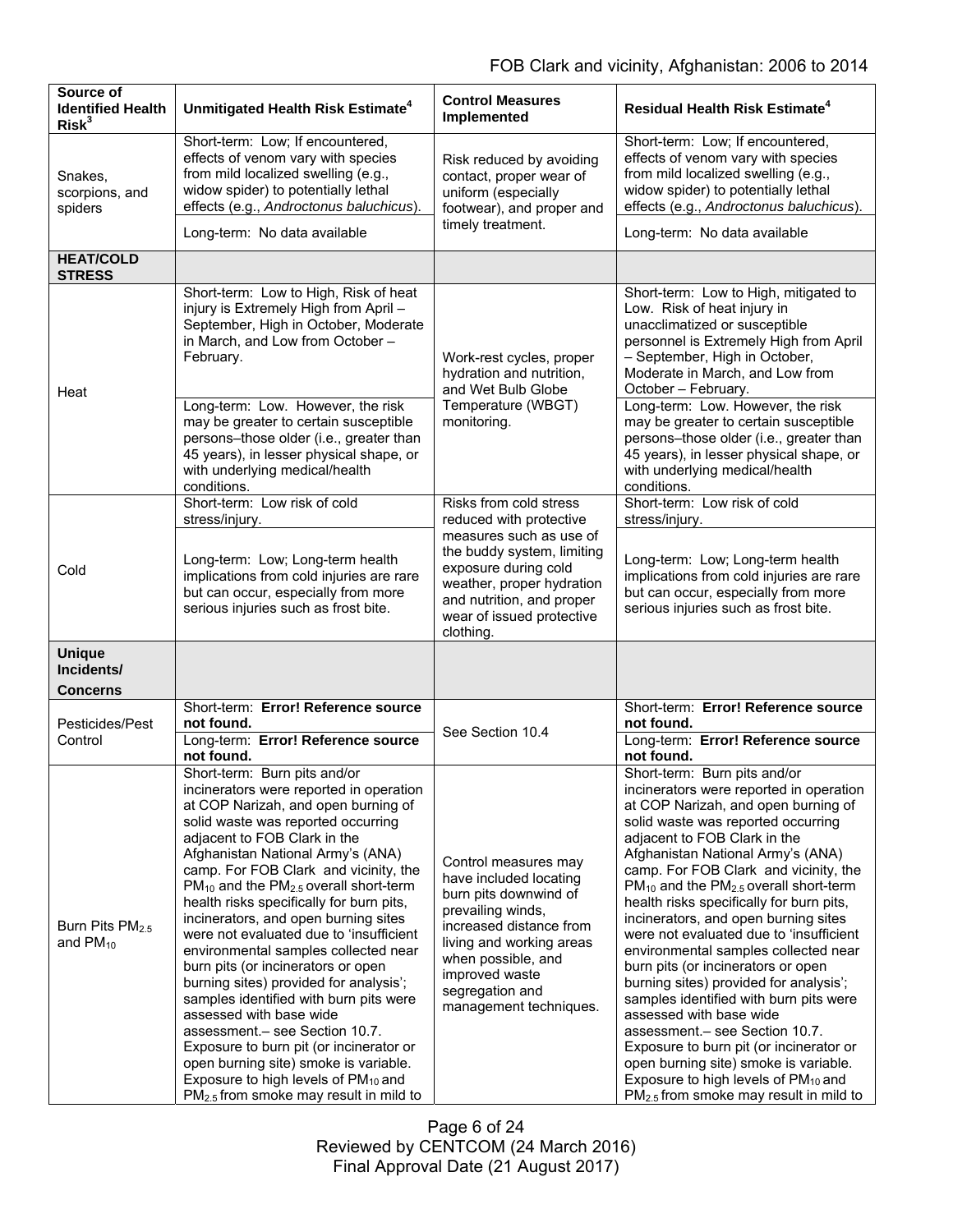| Source of Identified Health Risk[3] | Unmitigated Health Risk Estimate[4] | Control Measures Implemented | Residual Health Risk Estimate[4] |
|---|---|---|---|
| Snakes, scorpions, and spiders | Short-term: Low; If encountered, effects of venom vary with species from mild localized swelling (e.g., widow spider) to potentially lethal effects (e.g., *Androctonus baluchicus*). | Risk reduced by avoiding contact, proper wear of uniform (especially footwear), and proper and timely treatment. | Short-term: Low; If encountered, effects of venom vary with species from mild localized swelling (e.g., widow spider) to potentially lethal effects (e.g., *Androctonus baluchicus*). |
| | Long-term: No data available | | Long-term: No data available |
| **HEAT/COLD STRESS** | | | |
| Heat | Short-term: Low to High, Risk of heat injury is Extremely High from April – September, High in October, Moderate in March, and Low from October – February. | Work-rest cycles, proper hydration and nutrition, and Wet Bulb Globe Temperature (WBGT) monitoring. | Short-term: Low to High, mitigated to Low. Risk of heat injury in unacclimatized or susceptible personnel is Extremely High from April – September, High in October, Moderate in March, and Low from October – February. |
| | Long-term: Low. However, the risk may be greater to certain susceptible persons–those older (i.e., greater than 45 years), in lesser physical shape, or with underlying medical/health conditions. | | Long-term: Low. However, the risk may be greater to certain susceptible persons–those older (i.e., greater than 45 years), in lesser physical shape, or with underlying medical/health conditions. |
| Cold | Short-term: Low risk of cold stress/injury. | Risks from cold stress reduced with protective measures such as use of the buddy system, limiting exposure during cold weather, proper hydration and nutrition, and proper wear of issued protective clothing. | Short-term: Low risk of cold stress/injury. |
| | Long-term: Low; Long-term health implications from cold injuries are rare but can occur, especially from more serious injuries such as frost bite. | | Long-term: Low; Long-term health implications from cold injuries are rare but can occur, especially from more serious injuries such as frost bite. |
| **Unique Incidents/ Concerns** | | | |
| Pesticides/Pest Control | Short-term: **Error! Reference source not found.** | See Section 10.4 | Short-term: **Error! Reference source not found.** |
| | Long-term: **Error! Reference source not found.** | | Long-term: **Error! Reference source not found.** |
| Burn Pits $PM_{2.5}$ and $PM_{10}$ | Short-term: Burn pits and/or incinerators were reported in operation at COP Narizah, and open burning of solid waste was reported occurring adjacent to FOB Clark in the Afghanistan National Army's (ANA) camp. For FOB Clark and vicinity, the $PM_{10}$ and the $PM_{2.5}$ overall short-term health risks specifically for burn pits, incinerators, and open burning sites were not evaluated due to 'insufficient environmental samples collected near burn pits (or incinerators or open burning sites) provided for analysis'; samples identified with burn pits were assessed with base wide assessment.– see Section 10.7. Exposure to burn pit (or incinerator or open burning site) smoke is variable. Exposure to high levels of $PM_{10}$ and $PM_{2.5}$ from smoke may result in mild to | Control measures may have included locating burn pits downwind of prevailing winds, increased distance from living and working areas when possible, and improved waste segregation and management techniques. | Short-term: Burn pits and/or incinerators were reported in operation at COP Narizah, and open burning of solid waste was reported occurring adjacent to FOB Clark in the Afghanistan National Army's (ANA) camp. For FOB Clark and vicinity, the $PM_{10}$ and the $PM_{2.5}$ overall short-term health risks specifically for burn pits, incinerators, and open burning sites were not evaluated due to 'insufficient environmental samples collected near burn pits (or incinerators or open burning sites) provided for analysis'; samples identified with burn pits were assessed with base wide assessment.– see Section 10.7. Exposure to burn pit (or incinerator or open burning site) smoke is variable. Exposure to high levels of $PM_{10}$ and $PM_{2.5}$ from smoke may result in mild to |

Reviewed by CENTCOM (24 March 2016)
Final Approval Date (21 August 2017)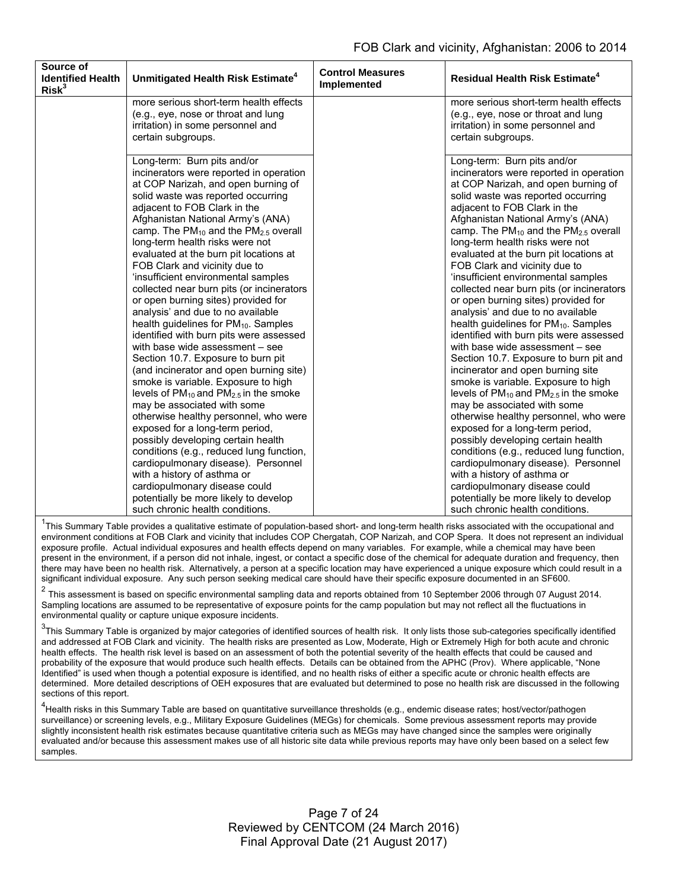| Source of Identified Health Risk[3] | Unmitigated Health Risk Estimate[4] | Control Measures Implemented | Residual Health Risk Estimate[4] |
|---|---|---|---|
| | more serious short-term health effects (e.g., eye, nose or throat and lung irritation) in some personnel and certain subgroups. | | more serious short-term health effects (e.g., eye, nose or throat and lung irritation) in some personnel and certain subgroups. |
| | Long-term: Burn pits and/or incinerators were reported in operation at COP Narizah, and open burning of solid waste was reported occurring adjacent to FOB Clark in the Afghanistan National Army's (ANA) camp. The $PM_{10}$ and the $PM_{2.5}$ overall long-term health risks were not evaluated at the burn pit locations at FOB Clark and vicinity due to 'insufficient environmental samples collected near burn pits (or incinerators or open burning sites) provided for analysis' and due to no available health guidelines for $PM_{10}$. Samples identified with burn pits were assessed with base wide assessment – see Section 10.7. Exposure to burn pit (and incinerator and open burning site) smoke is variable. Exposure to high levels of $PM_{10}$ and $PM_{2.5}$ in the smoke may be associated with some otherwise healthy personnel, who were exposed for a long-term period, possibly developing certain health conditions (e.g., reduced lung function, cardiopulmonary disease). Personnel with a history of asthma or cardiopulmonary disease could potentially be more likely to develop such chronic health conditions. | | Long-term: Burn pits and/or incinerators were reported in operation at COP Narizah, and open burning of solid waste was reported occurring adjacent to FOB Clark in the Afghanistan National Army's (ANA) camp. The $PM_{10}$ and the $PM_{2.5}$ overall long-term health risks were not evaluated at the burn pit locations at FOB Clark and vicinity due to 'insufficient environmental samples collected near burn pits (or incinerators or open burning sites) provided for analysis' and due to no available health guidelines for $PM_{10}$. Samples identified with burn pits were assessed with base wide assessment – see Section 10.7. Exposure to burn pit and incinerator and open burning site smoke is variable. Exposure to high levels of $PM_{10}$ and $PM_{2.5}$ in the smoke may be associated with some otherwise healthy personnel, who were exposed for a long-term period, possibly developing certain health conditions (e.g., reduced lung function, cardiopulmonary disease). Personnel with a history of asthma or cardiopulmonary disease could potentially be more likely to develop such chronic health conditions. |

[1]This Summary Table provides a qualitative estimate of population-based short- and long-term health risks associated with the occupational and environment conditions at FOB Clark and vicinity that includes COP Chergatah, COP Narizah, and COP Spera. It does not represent an individual exposure profile. Actual individual exposures and health effects depend on many variables. For example, while a chemical may have been present in the environment, if a person did not inhale, ingest, or contact a specific dose of the chemical for adequate duration and frequency, then there may have been no health risk. Alternatively, a person at a specific location may have experienced a unique exposure which could result in a significant individual exposure. Any such person seeking medical care should have their specific exposure documented in an SF600.

[2] This assessment is based on specific environmental sampling data and reports obtained from 10 September 2006 through 07 August 2014. Sampling locations are assumed to be representative of exposure points for the camp population but may not reflect all the fluctuations in environmental quality or capture unique exposure incidents.

[3]This Summary Table is organized by major categories of identified sources of health risk. It only lists those sub-categories specifically identified and addressed at FOB Clark and vicinity. The health risks are presented as Low, Moderate, High or Extremely High for both acute and chronic health effects. The health risk level is based on an assessment of both the potential severity of the health effects that could be caused and probability of the exposure that would produce such health effects. Details can be obtained from the APHC (Prov). Where applicable, "None Identified" is used when though a potential exposure is identified, and no health risks of either a specific acute or chronic health effects are determined. More detailed descriptions of OEH exposures that are evaluated but determined to pose no health risk are discussed in the following sections of this report.

[4]Health risks in this Summary Table are based on quantitative surveillance thresholds (e.g., endemic disease rates; host/vector/pathogen surveillance) or screening levels, e.g., Military Exposure Guidelines (MEGs) for chemicals. Some previous assessment reports may provide slightly inconsistent health risk estimates because quantitative criteria such as MEGs may have changed since the samples were originally evaluated and/or because this assessment makes use of all historic site data while previous reports may have only been based on a select few samples.

Reviewed by CENTCOM (24 March 2016)
Final Approval Date (21 August 2017)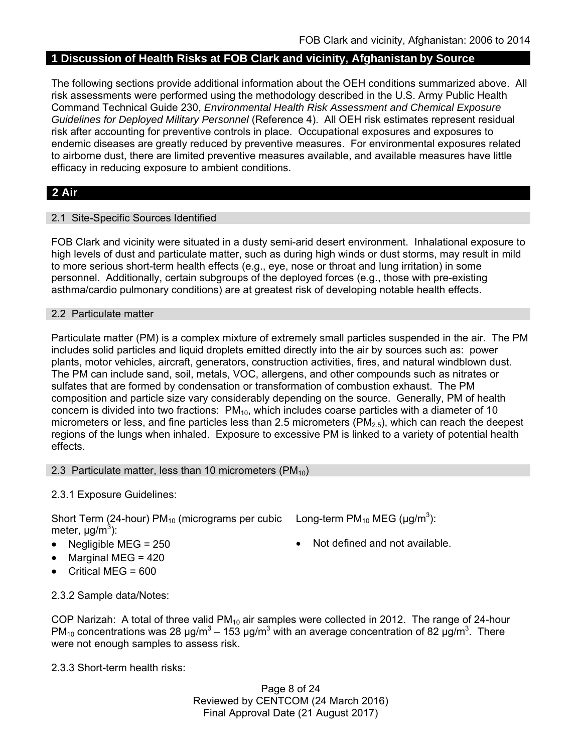## 1 Discussion of Health Risks at FOB Clark and vicinity, Afghanistan by Source

The following sections provide additional information about the OEH conditions summarized above. All risk assessments were performed using the methodology described in the U.S. Army Public Health Command Technical Guide 230, *Environmental Health Risk Assessment and Chemical Exposure Guidelines for Deployed Military Personnel* (Reference 4). All OEH risk estimates represent residual risk after accounting for preventive controls in place. Occupational exposures and exposures to endemic diseases are greatly reduced by preventive measures. For environmental exposures related to airborne dust, there are limited preventive measures available, and available measures have little efficacy in reducing exposure to ambient conditions.

## 2 Air

### 2.1 Site-Specific Sources Identified

FOB Clark and vicinity were situated in a dusty semi-arid desert environment. Inhalational exposure to high levels of dust and particulate matter, such as during high winds or dust storms, may result in mild to more serious short-term health effects (e.g., eye, nose or throat and lung irritation) in some personnel. Additionally, certain subgroups of the deployed forces (e.g., those with pre-existing asthma/cardio pulmonary conditions) are at greatest risk of developing notable health effects.

### 2.2 Particulate matter

Particulate matter (PM) is a complex mixture of extremely small particles suspended in the air. The PM includes solid particles and liquid droplets emitted directly into the air by sources such as: power plants, motor vehicles, aircraft, generators, construction activities, fires, and natural windblown dust. The PM can include sand, soil, metals, VOC, allergens, and other compounds such as nitrates or sulfates that are formed by condensation or transformation of combustion exhaust. The PM composition and particle size vary considerably depending on the source. Generally, PM of health concern is divided into two fractions: $PM_{10}$, which includes coarse particles with a diameter of 10 micrometers or less, and fine particles less than 2.5 micrometers ($PM_{2.5}$), which can reach the deepest regions of the lungs when inhaled. Exposure to excessive PM is linked to a variety of potential health effects.

### 2.3 Particulate matter, less than 10 micrometers ($PM_{10}$)

2.3.1 Exposure Guidelines:

Short Term (24-hour) $PM_{10}$ (micrograms per cubic meter, μg/$m^3$):

- Negligible MEG = 250
- Marginal MEG = 420
- Critical MEG = 600

Long-term $PM_{10}$ MEG (μg/$m^3$):

- Not defined and not available.

2.3.2 Sample data/Notes:

COP Narizah: A total of three valid $PM_{10}$ air samples were collected in 2012. The range of 24-hour $PM_{10}$ concentrations was 28 μg/$m^3$ – 153 μg/$m^3$ with an average concentration of 82 μg/$m^3$. There were not enough samples to assess risk.

2.3.3 Short-term health risks: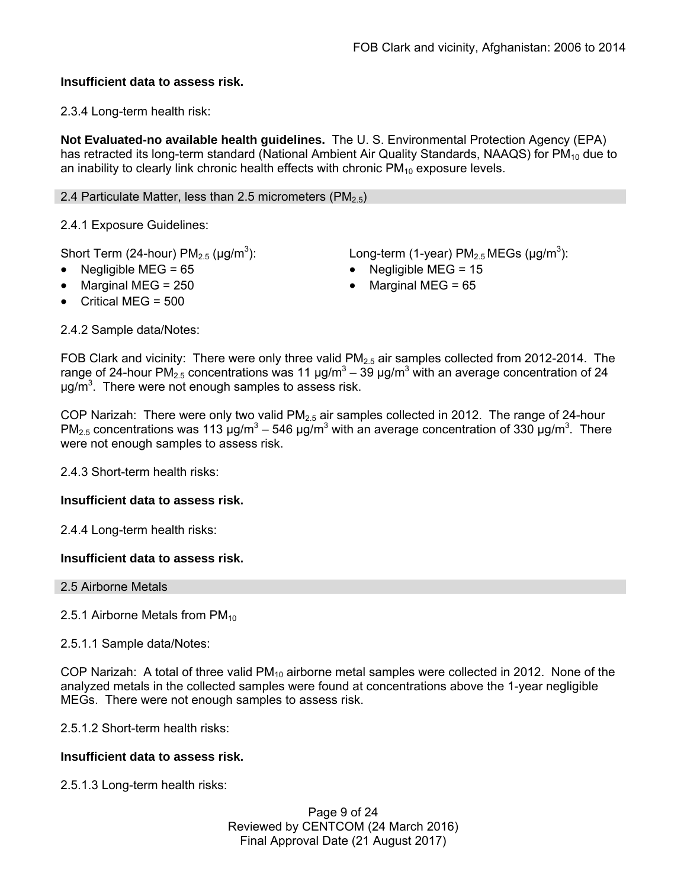**Insufficient data to assess risk.**

2.3.4 Long-term health risk:

**Not Evaluated-no available health guidelines.** The U. S. Environmental Protection Agency (EPA) has retracted its long-term standard (National Ambient Air Quality Standards, NAAQS) for $PM_{10}$ due to an inability to clearly link chronic health effects with chronic $PM_{10}$ exposure levels.

## 2.4 Particulate Matter, less than 2.5 micrometers ($PM_{2.5}$)

2.4.1 Exposure Guidelines:

Short Term (24-hour) $PM_{2.5}$ (μg/m$^3$):

- Negligible MEG = 65
- Marginal MEG = 250
- Critical MEG = 500

Long-term (1-year) $PM_{2.5}$ MEGs (μg/m$^3$):

- Negligible MEG = 15
- Marginal MEG = 65

2.4.2 Sample data/Notes:

FOB Clark and vicinity: There were only three valid $PM_{2.5}$ air samples collected from 2012-2014. The range of 24-hour $PM_{2.5}$ concentrations was 11 μg/m$^3$ – 39 μg/m$^3$ with an average concentration of 24 μg/m$^3$. There were not enough samples to assess risk.

COP Narizah: There were only two valid $PM_{2.5}$ air samples collected in 2012. The range of 24-hour $PM_{2.5}$ concentrations was 113 μg/m$^3$ – 546 μg/m$^3$ with an average concentration of 330 μg/m$^3$. There were not enough samples to assess risk.

2.4.3 Short-term health risks:

**Insufficient data to assess risk.**

2.4.4 Long-term health risks:

**Insufficient data to assess risk.**

## 2.5 Airborne Metals

2.5.1 Airborne Metals from $PM_{10}$

2.5.1.1 Sample data/Notes:

COP Narizah: A total of three valid $PM_{10}$ airborne metal samples were collected in 2012. None of the analyzed metals in the collected samples were found at concentrations above the 1-year negligible MEGs. There were not enough samples to assess risk.

2.5.1.2 Short-term health risks:

**Insufficient data to assess risk.**

2.5.1.3 Long-term health risks: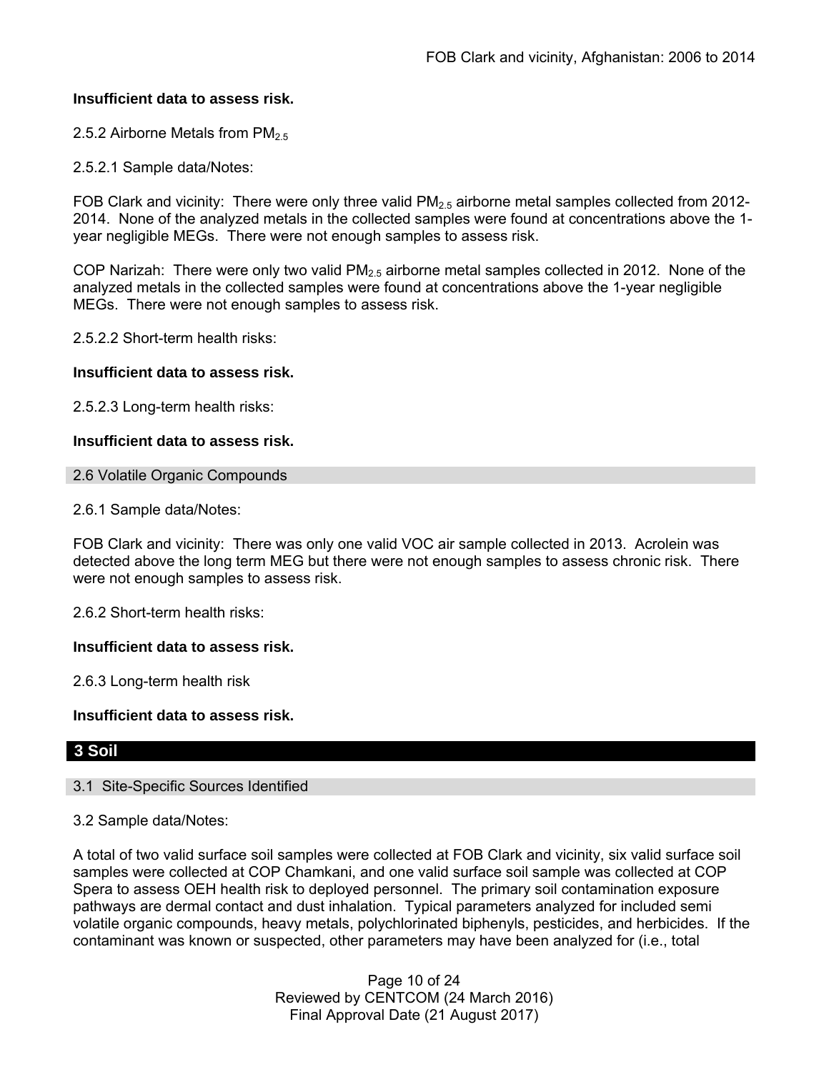**Insufficient data to assess risk.**

2.5.2 Airborne Metals from $PM_{2.5}$

2.5.2.1 Sample data/Notes:

FOB Clark and vicinity: There were only three valid $PM_{2.5}$ airborne metal samples collected from 2012-2014. None of the analyzed metals in the collected samples were found at concentrations above the 1-year negligible MEGs. There were not enough samples to assess risk.

COP Narizah: There were only two valid $PM_{2.5}$ airborne metal samples collected in 2012. None of the analyzed metals in the collected samples were found at concentrations above the 1-year negligible MEGs. There were not enough samples to assess risk.

2.5.2.2 Short-term health risks:

**Insufficient data to assess risk.**

2.5.2.3 Long-term health risks:

**Insufficient data to assess risk.**

### 2.6 Volatile Organic Compounds

2.6.1 Sample data/Notes:

FOB Clark and vicinity: There was only one valid VOC air sample collected in 2013. Acrolein was detected above the long term MEG but there were not enough samples to assess chronic risk. There were not enough samples to assess risk.

2.6.2 Short-term health risks:

**Insufficient data to assess risk.**

2.6.3 Long-term health risk

**Insufficient data to assess risk.**

## 3 Soil

### 3.1 Site-Specific Sources Identified

3.2 Sample data/Notes:

A total of two valid surface soil samples were collected at FOB Clark and vicinity, six valid surface soil samples were collected at COP Chamkani, and one valid surface soil sample was collected at COP Spera to assess OEH health risk to deployed personnel. The primary soil contamination exposure pathways are dermal contact and dust inhalation. Typical parameters analyzed for included semi volatile organic compounds, heavy metals, polychlorinated biphenyls, pesticides, and herbicides. If the contaminant was known or suspected, other parameters may have been analyzed for (i.e., total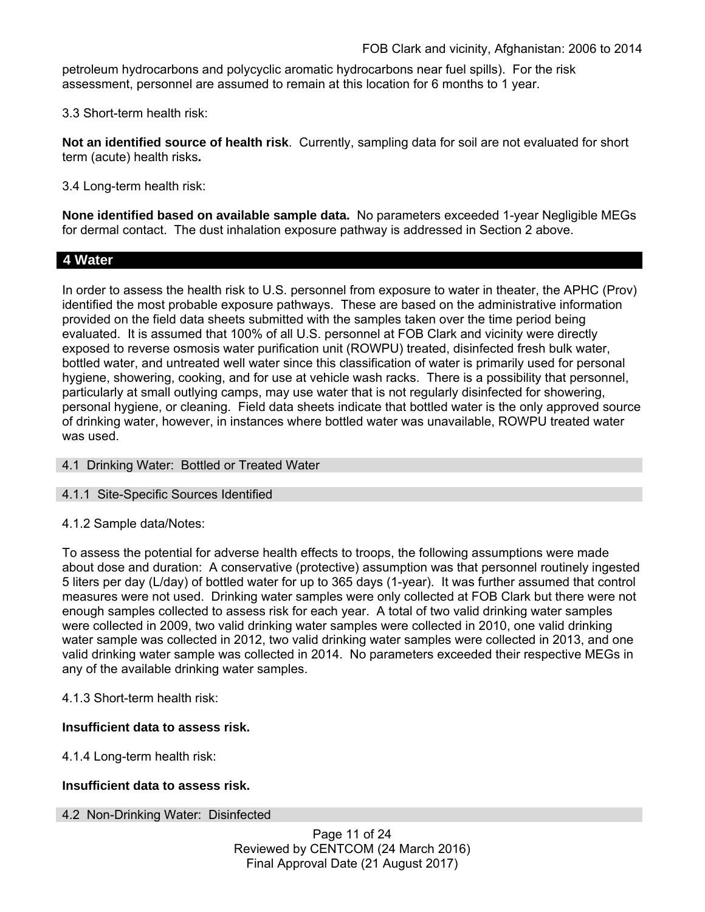petroleum hydrocarbons and polycyclic aromatic hydrocarbons near fuel spills). For the risk assessment, personnel are assumed to remain at this location for 6 months to 1 year.

3.3 Short-term health risk:

**Not an identified source of health risk**. Currently, sampling data for soil are not evaluated for short term (acute) health risks**.**

3.4 Long-term health risk:

**None identified based on available sample data.** No parameters exceeded 1-year Negligible MEGs for dermal contact. The dust inhalation exposure pathway is addressed in Section 2 above.

## 4 Water

In order to assess the health risk to U.S. personnel from exposure to water in theater, the APHC (Prov) identified the most probable exposure pathways. These are based on the administrative information provided on the field data sheets submitted with the samples taken over the time period being evaluated. It is assumed that 100% of all U.S. personnel at FOB Clark and vicinity were directly exposed to reverse osmosis water purification unit (ROWPU) treated, disinfected fresh bulk water, bottled water, and untreated well water since this classification of water is primarily used for personal hygiene, showering, cooking, and for use at vehicle wash racks. There is a possibility that personnel, particularly at small outlying camps, may use water that is not regularly disinfected for showering, personal hygiene, or cleaning. Field data sheets indicate that bottled water is the only approved source of drinking water, however, in instances where bottled water was unavailable, ROWPU treated water was used.

### 4.1 Drinking Water: Bottled or Treated Water

#### 4.1.1 Site-Specific Sources Identified

4.1.2 Sample data/Notes:

To assess the potential for adverse health effects to troops, the following assumptions were made about dose and duration: A conservative (protective) assumption was that personnel routinely ingested 5 liters per day (L/day) of bottled water for up to 365 days (1-year). It was further assumed that control measures were not used. Drinking water samples were only collected at FOB Clark but there were not enough samples collected to assess risk for each year. A total of two valid drinking water samples were collected in 2009, two valid drinking water samples were collected in 2010, one valid drinking water sample was collected in 2012, two valid drinking water samples were collected in 2013, and one valid drinking water sample was collected in 2014. No parameters exceeded their respective MEGs in any of the available drinking water samples.

4.1.3 Short-term health risk:

**Insufficient data to assess risk.**

4.1.4 Long-term health risk:

**Insufficient data to assess risk.**

### 4.2 Non-Drinking Water: Disinfected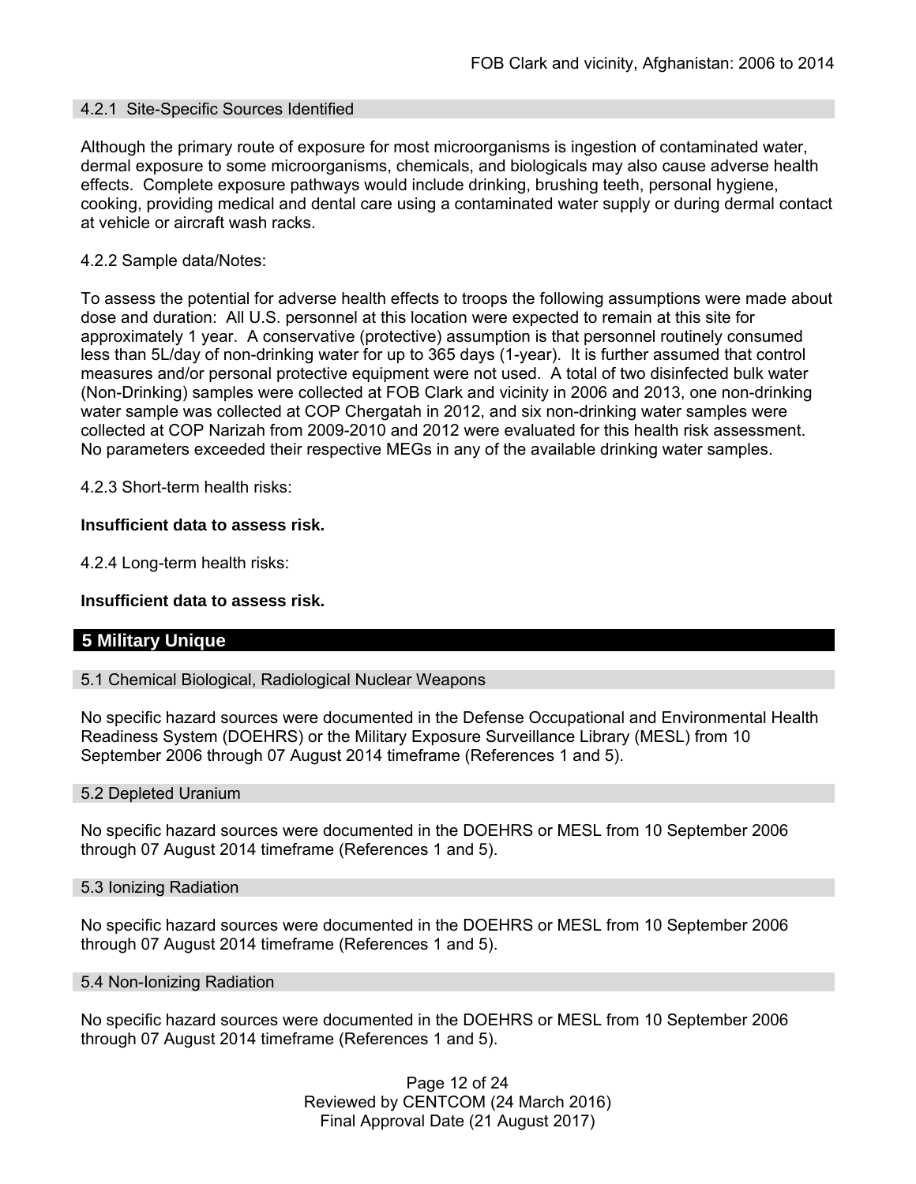### 4.2.1 Site-Specific Sources Identified

Although the primary route of exposure for most microorganisms is ingestion of contaminated water, dermal exposure to some microorganisms, chemicals, and biologicals may also cause adverse health effects. Complete exposure pathways would include drinking, brushing teeth, personal hygiene, cooking, providing medical and dental care using a contaminated water supply or during dermal contact at vehicle or aircraft wash racks.

4.2.2 Sample data/Notes:

To assess the potential for adverse health effects to troops the following assumptions were made about dose and duration: All U.S. personnel at this location were expected to remain at this site for approximately 1 year. A conservative (protective) assumption is that personnel routinely consumed less than 5L/day of non-drinking water for up to 365 days (1-year). It is further assumed that control measures and/or personal protective equipment were not used. A total of two disinfected bulk water (Non-Drinking) samples were collected at FOB Clark and vicinity in 2006 and 2013, one non-drinking water sample was collected at COP Chergatah in 2012, and six non-drinking water samples were collected at COP Narizah from 2009-2010 and 2012 were evaluated for this health risk assessment. No parameters exceeded their respective MEGs in any of the available drinking water samples.

4.2.3 Short-term health risks:

**Insufficient data to assess risk.**

4.2.4 Long-term health risks:

**Insufficient data to assess risk.**

## 5 Military Unique

### 5.1 Chemical Biological, Radiological Nuclear Weapons

No specific hazard sources were documented in the Defense Occupational and Environmental Health Readiness System (DOEHRS) or the Military Exposure Surveillance Library (MESL) from 10 September 2006 through 07 August 2014 timeframe (References 1 and 5).

### 5.2 Depleted Uranium

No specific hazard sources were documented in the DOEHRS or MESL from 10 September 2006 through 07 August 2014 timeframe (References 1 and 5).

### 5.3 Ionizing Radiation

No specific hazard sources were documented in the DOEHRS or MESL from 10 September 2006 through 07 August 2014 timeframe (References 1 and 5).

### 5.4 Non-Ionizing Radiation

No specific hazard sources were documented in the DOEHRS or MESL from 10 September 2006 through 07 August 2014 timeframe (References 1 and 5).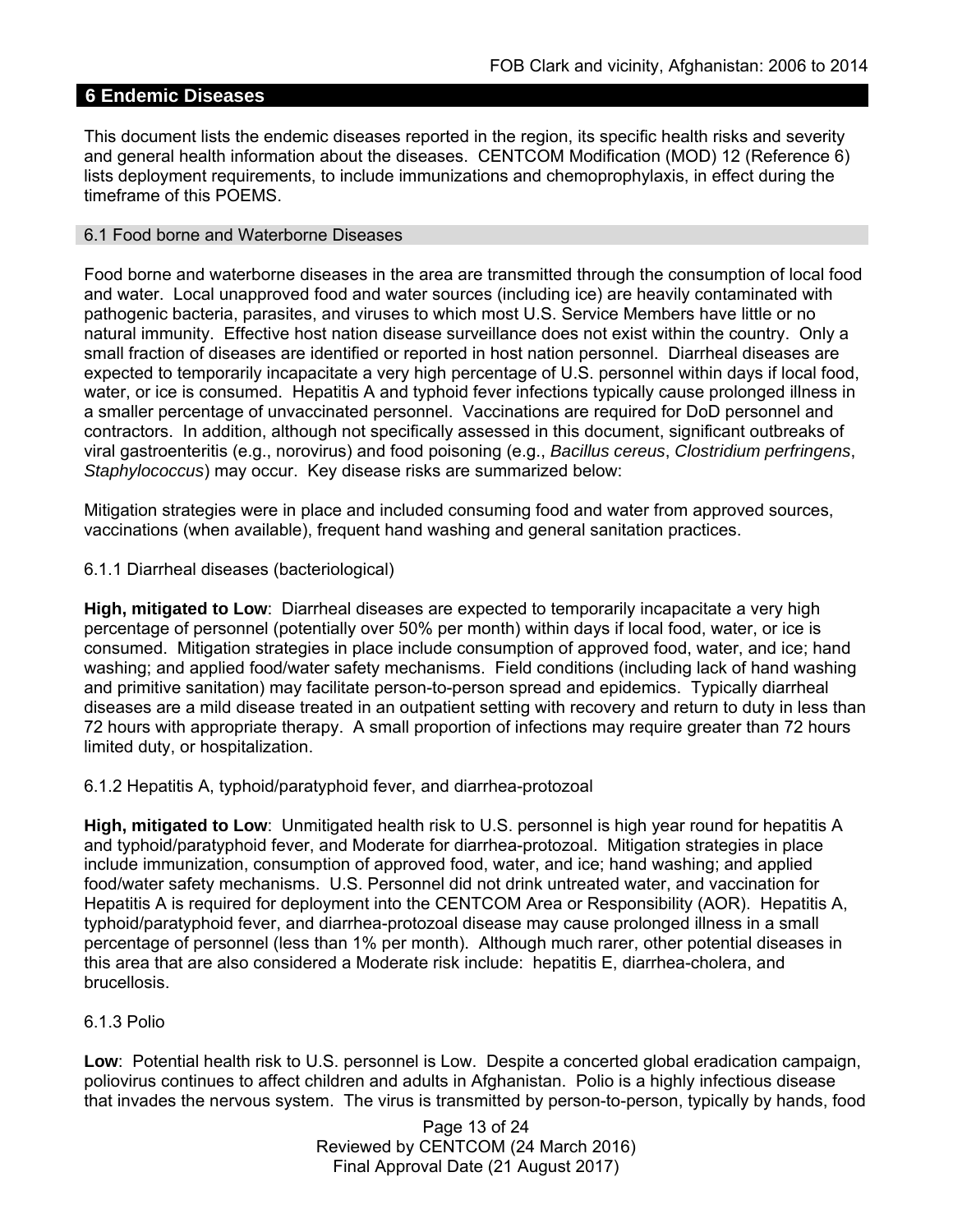## 6 Endemic Diseases

This document lists the endemic diseases reported in the region, its specific health risks and severity and general health information about the diseases. CENTCOM Modification (MOD) 12 (Reference 6) lists deployment requirements, to include immunizations and chemoprophylaxis, in effect during the timeframe of this POEMS.

### 6.1 Food borne and Waterborne Diseases

Food borne and waterborne diseases in the area are transmitted through the consumption of local food and water. Local unapproved food and water sources (including ice) are heavily contaminated with pathogenic bacteria, parasites, and viruses to which most U.S. Service Members have little or no natural immunity. Effective host nation disease surveillance does not exist within the country. Only a small fraction of diseases are identified or reported in host nation personnel. Diarrheal diseases are expected to temporarily incapacitate a very high percentage of U.S. personnel within days if local food, water, or ice is consumed. Hepatitis A and typhoid fever infections typically cause prolonged illness in a smaller percentage of unvaccinated personnel. Vaccinations are required for DoD personnel and contractors. In addition, although not specifically assessed in this document, significant outbreaks of viral gastroenteritis (e.g., norovirus) and food poisoning (e.g., *Bacillus cereus*, *Clostridium perfringens*, *Staphylococcus*) may occur. Key disease risks are summarized below:

Mitigation strategies were in place and included consuming food and water from approved sources, vaccinations (when available), frequent hand washing and general sanitation practices.

#### 6.1.1 Diarrheal diseases (bacteriological)

**High, mitigated to Low**: Diarrheal diseases are expected to temporarily incapacitate a very high percentage of personnel (potentially over 50% per month) within days if local food, water, or ice is consumed. Mitigation strategies in place include consumption of approved food, water, and ice; hand washing; and applied food/water safety mechanisms. Field conditions (including lack of hand washing and primitive sanitation) may facilitate person-to-person spread and epidemics. Typically diarrheal diseases are a mild disease treated in an outpatient setting with recovery and return to duty in less than 72 hours with appropriate therapy. A small proportion of infections may require greater than 72 hours limited duty, or hospitalization.

#### 6.1.2 Hepatitis A, typhoid/paratyphoid fever, and diarrhea-protozoal

**High, mitigated to Low**: Unmitigated health risk to U.S. personnel is high year round for hepatitis A and typhoid/paratyphoid fever, and Moderate for diarrhea-protozoal. Mitigation strategies in place include immunization, consumption of approved food, water, and ice; hand washing; and applied food/water safety mechanisms. U.S. Personnel did not drink untreated water, and vaccination for Hepatitis A is required for deployment into the CENTCOM Area or Responsibility (AOR). Hepatitis A, typhoid/paratyphoid fever, and diarrhea-protozoal disease may cause prolonged illness in a small percentage of personnel (less than 1% per month). Although much rarer, other potential diseases in this area that are also considered a Moderate risk include: hepatitis E, diarrhea-cholera, and brucellosis.

#### 6.1.3 Polio

**Low**: Potential health risk to U.S. personnel is Low. Despite a concerted global eradication campaign, poliovirus continues to affect children and adults in Afghanistan. Polio is a highly infectious disease that invades the nervous system. The virus is transmitted by person-to-person, typically by hands, food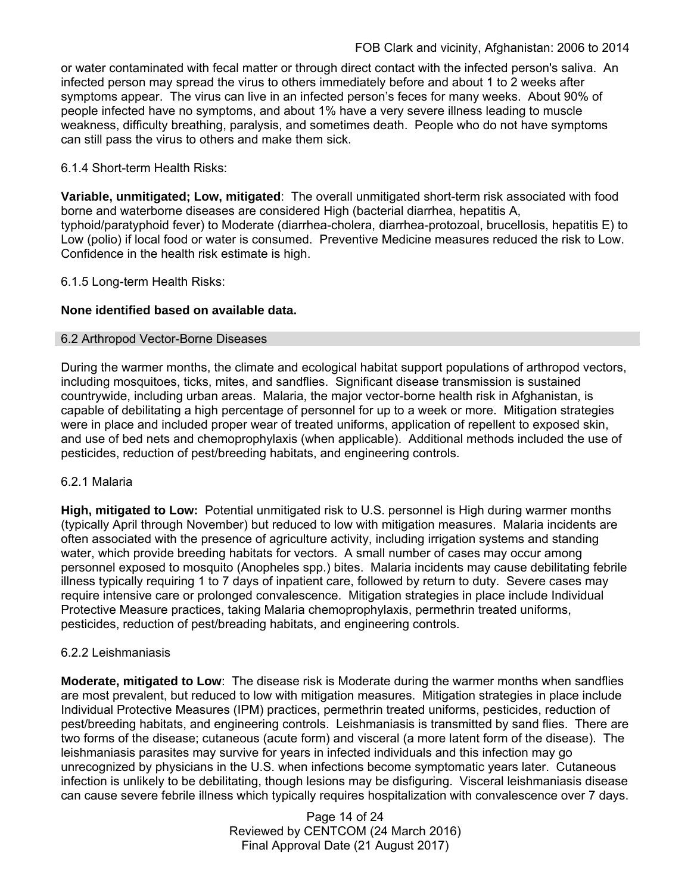or water contaminated with fecal matter or through direct contact with the infected person's saliva. An infected person may spread the virus to others immediately before and about 1 to 2 weeks after symptoms appear. The virus can live in an infected person's feces for many weeks. About 90% of people infected have no symptoms, and about 1% have a very severe illness leading to muscle weakness, difficulty breathing, paralysis, and sometimes death. People who do not have symptoms can still pass the virus to others and make them sick.

6.1.4 Short-term Health Risks:

**Variable, unmitigated; Low, mitigated**: The overall unmitigated short-term risk associated with food borne and waterborne diseases are considered High (bacterial diarrhea, hepatitis A, typhoid/paratyphoid fever) to Moderate (diarrhea-cholera, diarrhea-protozoal, brucellosis, hepatitis E) to Low (polio) if local food or water is consumed. Preventive Medicine measures reduced the risk to Low. Confidence in the health risk estimate is high.

6.1.5 Long-term Health Risks:

**None identified based on available data.**

## 6.2 Arthropod Vector-Borne Diseases

During the warmer months, the climate and ecological habitat support populations of arthropod vectors, including mosquitoes, ticks, mites, and sandflies. Significant disease transmission is sustained countrywide, including urban areas. Malaria, the major vector-borne health risk in Afghanistan, is capable of debilitating a high percentage of personnel for up to a week or more. Mitigation strategies were in place and included proper wear of treated uniforms, application of repellent to exposed skin, and use of bed nets and chemoprophylaxis (when applicable). Additional methods included the use of pesticides, reduction of pest/breeding habitats, and engineering controls.

6.2.1 Malaria

**High, mitigated to Low:** Potential unmitigated risk to U.S. personnel is High during warmer months (typically April through November) but reduced to low with mitigation measures. Malaria incidents are often associated with the presence of agriculture activity, including irrigation systems and standing water, which provide breeding habitats for vectors. A small number of cases may occur among personnel exposed to mosquito (Anopheles spp.) bites. Malaria incidents may cause debilitating febrile illness typically requiring 1 to 7 days of inpatient care, followed by return to duty. Severe cases may require intensive care or prolonged convalescence. Mitigation strategies in place include Individual Protective Measure practices, taking Malaria chemoprophylaxis, permethrin treated uniforms, pesticides, reduction of pest/breading habitats, and engineering controls.

6.2.2 Leishmaniasis

**Moderate, mitigated to Low**: The disease risk is Moderate during the warmer months when sandflies are most prevalent, but reduced to low with mitigation measures. Mitigation strategies in place include Individual Protective Measures (IPM) practices, permethrin treated uniforms, pesticides, reduction of pest/breeding habitats, and engineering controls. Leishmaniasis is transmitted by sand flies. There are two forms of the disease; cutaneous (acute form) and visceral (a more latent form of the disease). The leishmaniasis parasites may survive for years in infected individuals and this infection may go unrecognized by physicians in the U.S. when infections become symptomatic years later. Cutaneous infection is unlikely to be debilitating, though lesions may be disfiguring. Visceral leishmaniasis disease can cause severe febrile illness which typically requires hospitalization with convalescence over 7 days.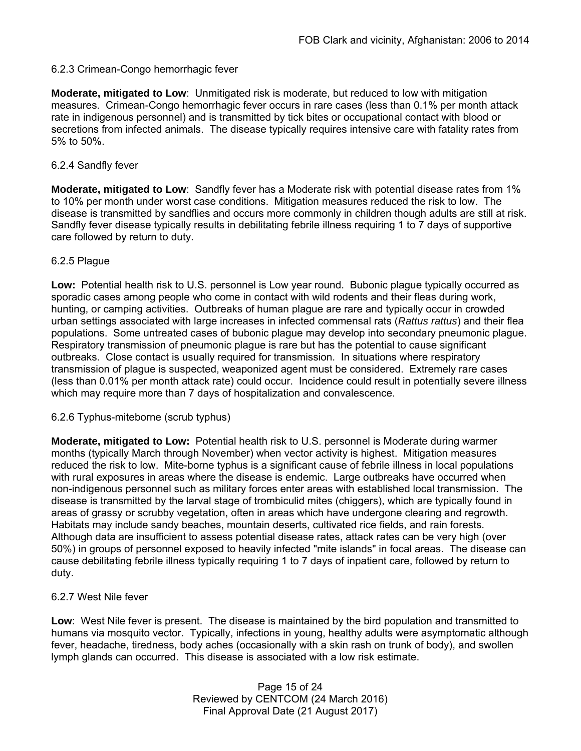### 6.2.3 Crimean-Congo hemorrhagic fever

**Moderate, mitigated to Low**: Unmitigated risk is moderate, but reduced to low with mitigation measures. Crimean-Congo hemorrhagic fever occurs in rare cases (less than 0.1% per month attack rate in indigenous personnel) and is transmitted by tick bites or occupational contact with blood or secretions from infected animals. The disease typically requires intensive care with fatality rates from 5% to 50%.

### 6.2.4 Sandfly fever

**Moderate, mitigated to Low**: Sandfly fever has a Moderate risk with potential disease rates from 1% to 10% per month under worst case conditions. Mitigation measures reduced the risk to low. The disease is transmitted by sandflies and occurs more commonly in children though adults are still at risk. Sandfly fever disease typically results in debilitating febrile illness requiring 1 to 7 days of supportive care followed by return to duty.

### 6.2.5 Plague

**Low:** Potential health risk to U.S. personnel is Low year round. Bubonic plague typically occurred as sporadic cases among people who come in contact with wild rodents and their fleas during work, hunting, or camping activities. Outbreaks of human plague are rare and typically occur in crowded urban settings associated with large increases in infected commensal rats (*Rattus rattus*) and their flea populations. Some untreated cases of bubonic plague may develop into secondary pneumonic plague. Respiratory transmission of pneumonic plague is rare but has the potential to cause significant outbreaks. Close contact is usually required for transmission. In situations where respiratory transmission of plague is suspected, weaponized agent must be considered. Extremely rare cases (less than 0.01% per month attack rate) could occur. Incidence could result in potentially severe illness which may require more than 7 days of hospitalization and convalescence.

### 6.2.6 Typhus-miteborne (scrub typhus)

**Moderate, mitigated to Low:** Potential health risk to U.S. personnel is Moderate during warmer months (typically March through November) when vector activity is highest. Mitigation measures reduced the risk to low. Mite-borne typhus is a significant cause of febrile illness in local populations with rural exposures in areas where the disease is endemic. Large outbreaks have occurred when non-indigenous personnel such as military forces enter areas with established local transmission. The disease is transmitted by the larval stage of trombiculid mites (chiggers), which are typically found in areas of grassy or scrubby vegetation, often in areas which have undergone clearing and regrowth. Habitats may include sandy beaches, mountain deserts, cultivated rice fields, and rain forests. Although data are insufficient to assess potential disease rates, attack rates can be very high (over 50%) in groups of personnel exposed to heavily infected "mite islands" in focal areas. The disease can cause debilitating febrile illness typically requiring 1 to 7 days of inpatient care, followed by return to duty.

### 6.2.7 West Nile fever

**Low**: West Nile fever is present. The disease is maintained by the bird population and transmitted to humans via mosquito vector. Typically, infections in young, healthy adults were asymptomatic although fever, headache, tiredness, body aches (occasionally with a skin rash on trunk of body), and swollen lymph glands can occurred. This disease is associated with a low risk estimate.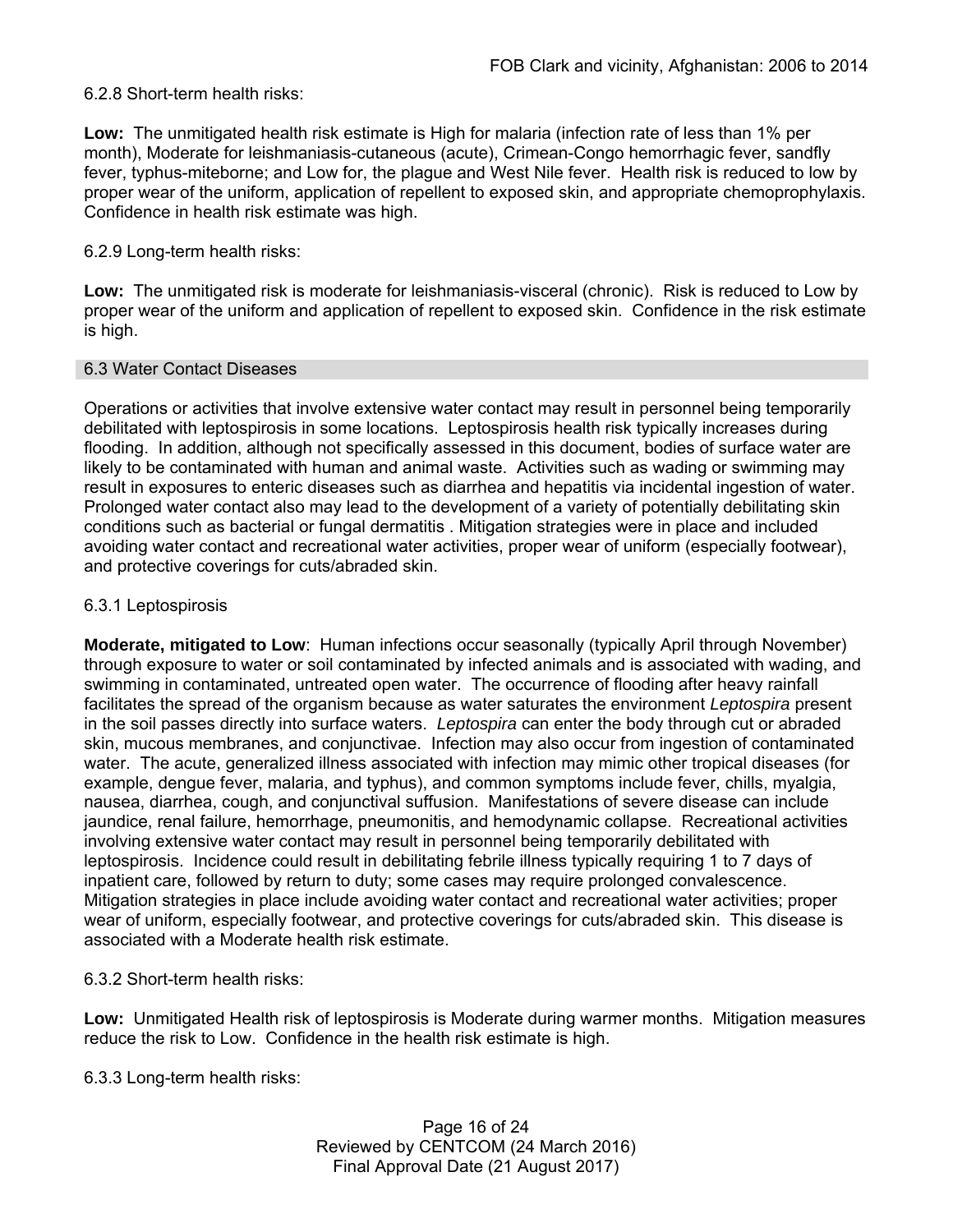6.2.8 Short-term health risks:

**Low:** The unmitigated health risk estimate is High for malaria (infection rate of less than 1% per month), Moderate for leishmaniasis-cutaneous (acute), Crimean-Congo hemorrhagic fever, sandfly fever, typhus-miteborne; and Low for, the plague and West Nile fever. Health risk is reduced to low by proper wear of the uniform, application of repellent to exposed skin, and appropriate chemoprophylaxis. Confidence in health risk estimate was high.

6.2.9 Long-term health risks:

**Low:** The unmitigated risk is moderate for leishmaniasis-visceral (chronic). Risk is reduced to Low by proper wear of the uniform and application of repellent to exposed skin. Confidence in the risk estimate is high.

## 6.3 Water Contact Diseases

Operations or activities that involve extensive water contact may result in personnel being temporarily debilitated with leptospirosis in some locations. Leptospirosis health risk typically increases during flooding. In addition, although not specifically assessed in this document, bodies of surface water are likely to be contaminated with human and animal waste. Activities such as wading or swimming may result in exposures to enteric diseases such as diarrhea and hepatitis via incidental ingestion of water. Prolonged water contact also may lead to the development of a variety of potentially debilitating skin conditions such as bacterial or fungal dermatitis . Mitigation strategies were in place and included avoiding water contact and recreational water activities, proper wear of uniform (especially footwear), and protective coverings for cuts/abraded skin.

6.3.1 Leptospirosis

**Moderate, mitigated to Low**: Human infections occur seasonally (typically April through November) through exposure to water or soil contaminated by infected animals and is associated with wading, and swimming in contaminated, untreated open water. The occurrence of flooding after heavy rainfall facilitates the spread of the organism because as water saturates the environment *Leptospira* present in the soil passes directly into surface waters. *Leptospira* can enter the body through cut or abraded skin, mucous membranes, and conjunctivae. Infection may also occur from ingestion of contaminated water. The acute, generalized illness associated with infection may mimic other tropical diseases (for example, dengue fever, malaria, and typhus), and common symptoms include fever, chills, myalgia, nausea, diarrhea, cough, and conjunctival suffusion. Manifestations of severe disease can include jaundice, renal failure, hemorrhage, pneumonitis, and hemodynamic collapse. Recreational activities involving extensive water contact may result in personnel being temporarily debilitated with leptospirosis. Incidence could result in debilitating febrile illness typically requiring 1 to 7 days of inpatient care, followed by return to duty; some cases may require prolonged convalescence. Mitigation strategies in place include avoiding water contact and recreational water activities; proper wear of uniform, especially footwear, and protective coverings for cuts/abraded skin. This disease is associated with a Moderate health risk estimate.

6.3.2 Short-term health risks:

**Low:** Unmitigated Health risk of leptospirosis is Moderate during warmer months. Mitigation measures reduce the risk to Low. Confidence in the health risk estimate is high.

6.3.3 Long-term health risks: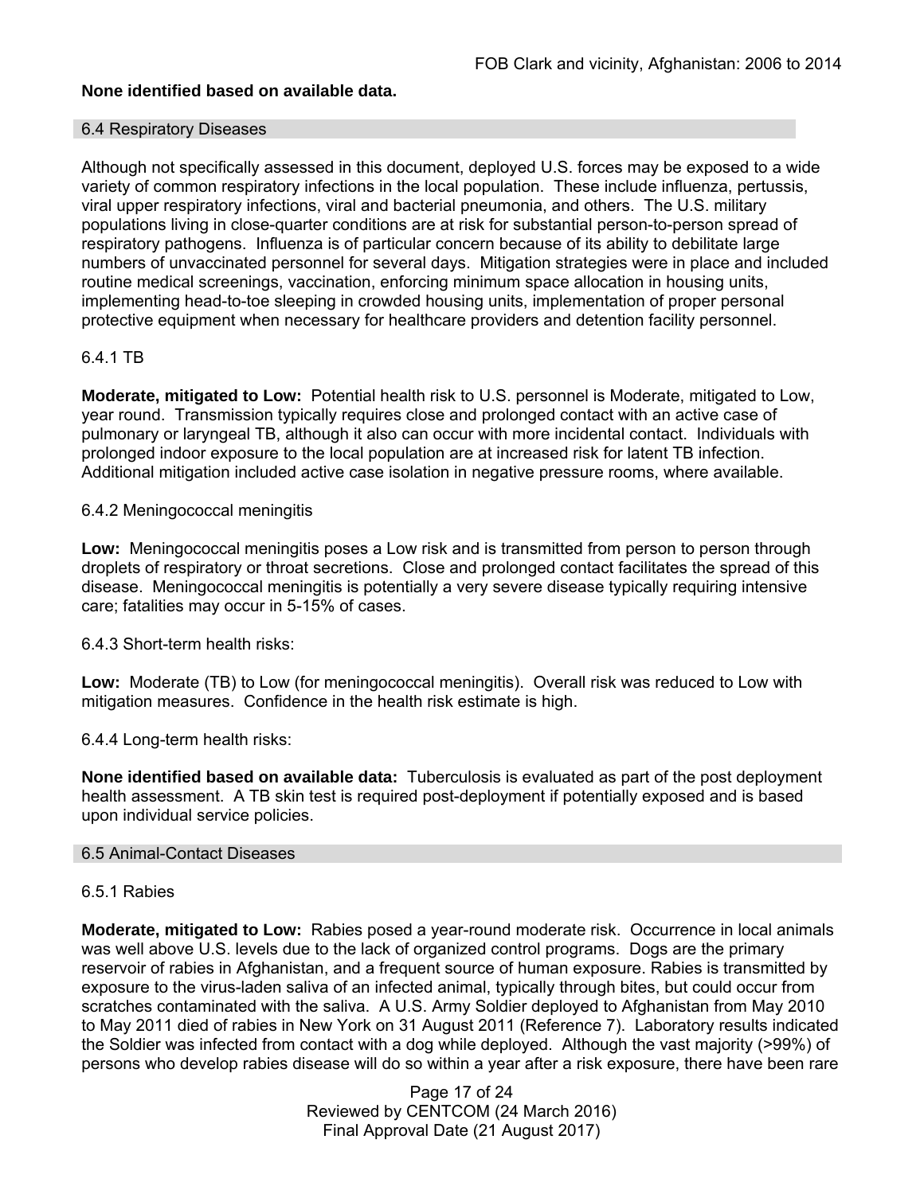**None identified based on available data.**

## 6.4 Respiratory Diseases

Although not specifically assessed in this document, deployed U.S. forces may be exposed to a wide variety of common respiratory infections in the local population. These include influenza, pertussis, viral upper respiratory infections, viral and bacterial pneumonia, and others. The U.S. military populations living in close-quarter conditions are at risk for substantial person-to-person spread of respiratory pathogens. Influenza is of particular concern because of its ability to debilitate large numbers of unvaccinated personnel for several days. Mitigation strategies were in place and included routine medical screenings, vaccination, enforcing minimum space allocation in housing units, implementing head-to-toe sleeping in crowded housing units, implementation of proper personal protective equipment when necessary for healthcare providers and detention facility personnel.

### 6.4.1 TB

**Moderate, mitigated to Low:** Potential health risk to U.S. personnel is Moderate, mitigated to Low, year round. Transmission typically requires close and prolonged contact with an active case of pulmonary or laryngeal TB, although it also can occur with more incidental contact. Individuals with prolonged indoor exposure to the local population are at increased risk for latent TB infection. Additional mitigation included active case isolation in negative pressure rooms, where available.

### 6.4.2 Meningococcal meningitis

**Low:** Meningococcal meningitis poses a Low risk and is transmitted from person to person through droplets of respiratory or throat secretions. Close and prolonged contact facilitates the spread of this disease. Meningococcal meningitis is potentially a very severe disease typically requiring intensive care; fatalities may occur in 5-15% of cases.

### 6.4.3 Short-term health risks:

**Low:** Moderate (TB) to Low (for meningococcal meningitis). Overall risk was reduced to Low with mitigation measures. Confidence in the health risk estimate is high.

### 6.4.4 Long-term health risks:

**None identified based on available data:** Tuberculosis is evaluated as part of the post deployment health assessment. A TB skin test is required post-deployment if potentially exposed and is based upon individual service policies.

## 6.5 Animal-Contact Diseases

### 6.5.1 Rabies

**Moderate, mitigated to Low:** Rabies posed a year-round moderate risk. Occurrence in local animals was well above U.S. levels due to the lack of organized control programs. Dogs are the primary reservoir of rabies in Afghanistan, and a frequent source of human exposure. Rabies is transmitted by exposure to the virus-laden saliva of an infected animal, typically through bites, but could occur from scratches contaminated with the saliva. A U.S. Army Soldier deployed to Afghanistan from May 2010 to May 2011 died of rabies in New York on 31 August 2011 (Reference 7). Laboratory results indicated the Soldier was infected from contact with a dog while deployed. Although the vast majority (>99%) of persons who develop rabies disease will do so within a year after a risk exposure, there have been rare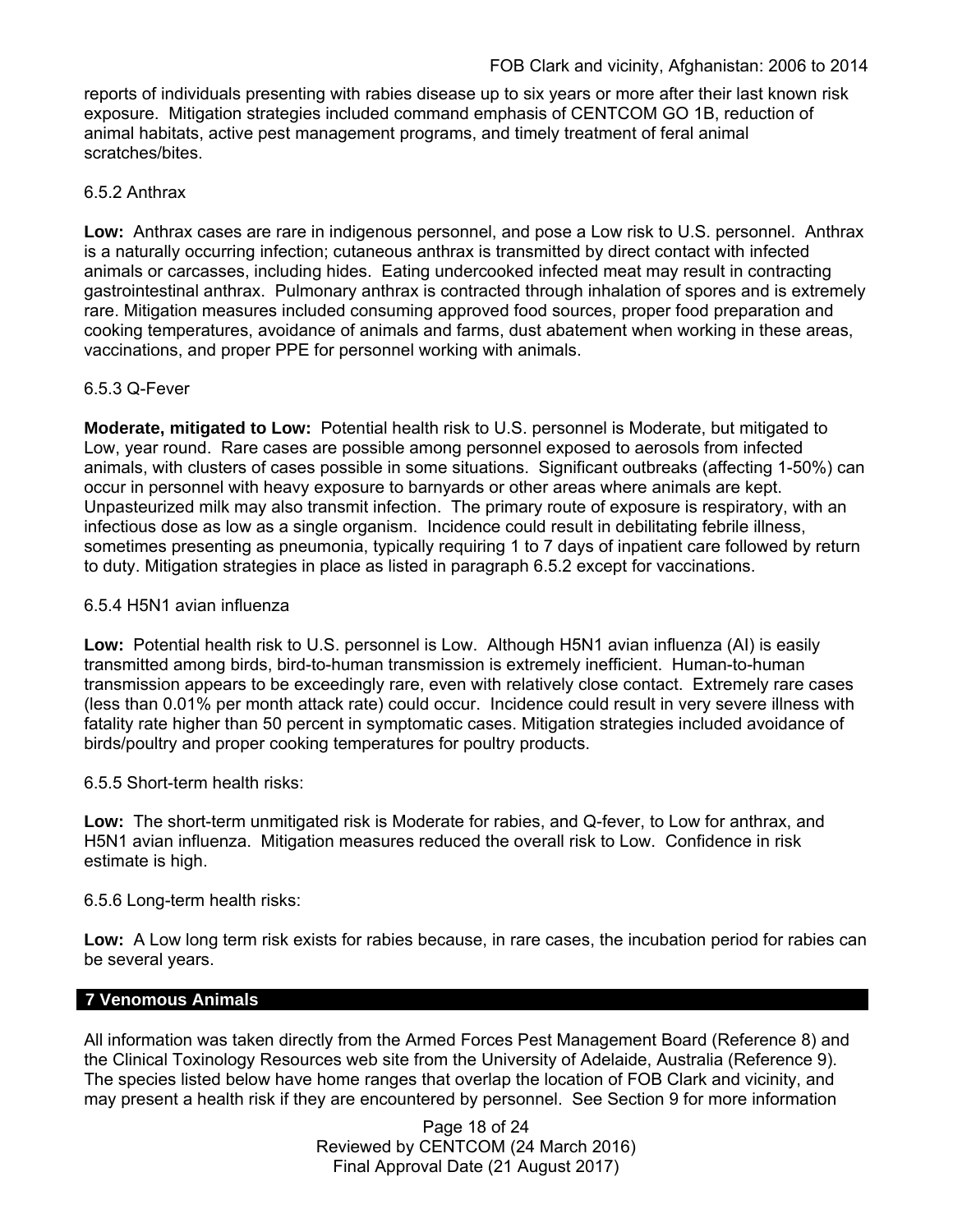reports of individuals presenting with rabies disease up to six years or more after their last known risk exposure. Mitigation strategies included command emphasis of CENTCOM GO 1B, reduction of animal habitats, active pest management programs, and timely treatment of feral animal scratches/bites.

### 6.5.2 Anthrax

**Low:** Anthrax cases are rare in indigenous personnel, and pose a Low risk to U.S. personnel. Anthrax is a naturally occurring infection; cutaneous anthrax is transmitted by direct contact with infected animals or carcasses, including hides. Eating undercooked infected meat may result in contracting gastrointestinal anthrax. Pulmonary anthrax is contracted through inhalation of spores and is extremely rare. Mitigation measures included consuming approved food sources, proper food preparation and cooking temperatures, avoidance of animals and farms, dust abatement when working in these areas, vaccinations, and proper PPE for personnel working with animals.

### 6.5.3 Q-Fever

**Moderate, mitigated to Low:** Potential health risk to U.S. personnel is Moderate, but mitigated to Low, year round. Rare cases are possible among personnel exposed to aerosols from infected animals, with clusters of cases possible in some situations. Significant outbreaks (affecting 1-50%) can occur in personnel with heavy exposure to barnyards or other areas where animals are kept. Unpasteurized milk may also transmit infection. The primary route of exposure is respiratory, with an infectious dose as low as a single organism. Incidence could result in debilitating febrile illness, sometimes presenting as pneumonia, typically requiring 1 to 7 days of inpatient care followed by return to duty. Mitigation strategies in place as listed in paragraph 6.5.2 except for vaccinations.

### 6.5.4 H5N1 avian influenza

**Low:** Potential health risk to U.S. personnel is Low. Although H5N1 avian influenza (AI) is easily transmitted among birds, bird-to-human transmission is extremely inefficient. Human-to-human transmission appears to be exceedingly rare, even with relatively close contact. Extremely rare cases (less than 0.01% per month attack rate) could occur. Incidence could result in very severe illness with fatality rate higher than 50 percent in symptomatic cases. Mitigation strategies included avoidance of birds/poultry and proper cooking temperatures for poultry products.

### 6.5.5 Short-term health risks:

**Low:** The short-term unmitigated risk is Moderate for rabies, and Q-fever, to Low for anthrax, and H5N1 avian influenza. Mitigation measures reduced the overall risk to Low. Confidence in risk estimate is high.

### 6.5.6 Long-term health risks:

**Low:** A Low long term risk exists for rabies because, in rare cases, the incubation period for rabies can be several years.

## 7 Venomous Animals

All information was taken directly from the Armed Forces Pest Management Board (Reference 8) and the Clinical Toxinology Resources web site from the University of Adelaide, Australia (Reference 9). The species listed below have home ranges that overlap the location of FOB Clark and vicinity, and may present a health risk if they are encountered by personnel. See Section 9 for more information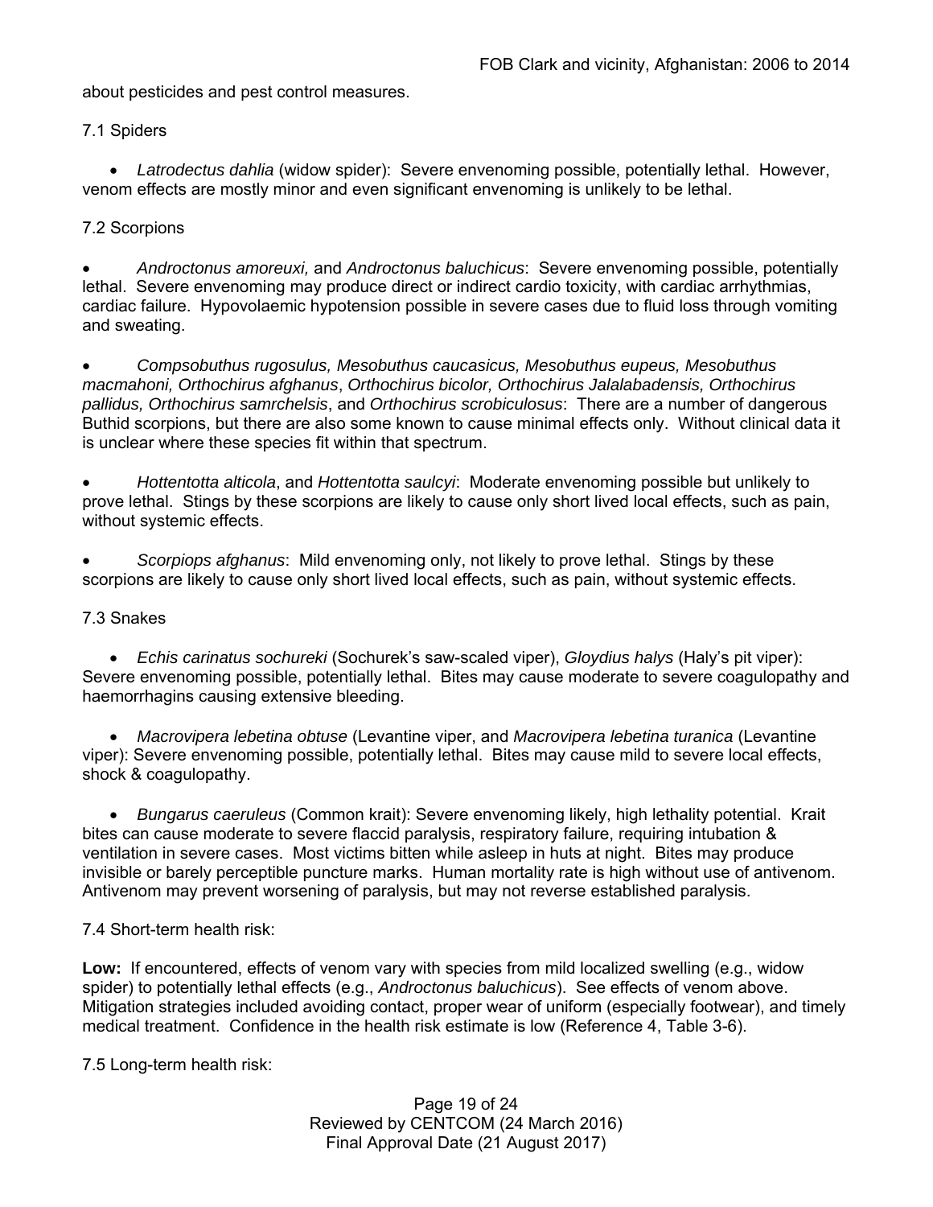about pesticides and pest control measures.

### 7.1 Spiders

- *Latrodectus dahlia* (widow spider): Severe envenoming possible, potentially lethal. However, venom effects are mostly minor and even significant envenoming is unlikely to be lethal.

### 7.2 Scorpions

- *Androctonus amoreuxi,* and *Androctonus baluchicus*: Severe envenoming possible, potentially lethal. Severe envenoming may produce direct or indirect cardio toxicity, with cardiac arrhythmias, cardiac failure. Hypovolaemic hypotension possible in severe cases due to fluid loss through vomiting and sweating.

- *Compsobuthus rugosulus, Mesobuthus caucasicus, Mesobuthus eupeus, Mesobuthus macmahoni, Orthochirus afghanus*, *Orthochirus bicolor, Orthochirus Jalalabadensis, Orthochirus pallidus, Orthochirus samrchelsis*, and *Orthochirus scrobiculosus*: There are a number of dangerous Buthid scorpions, but there are also some known to cause minimal effects only. Without clinical data it is unclear where these species fit within that spectrum.

- *Hottentotta alticola*, and *Hottentotta saulcyi*: Moderate envenoming possible but unlikely to prove lethal. Stings by these scorpions are likely to cause only short lived local effects, such as pain, without systemic effects.

- *Scorpiops afghanus*: Mild envenoming only, not likely to prove lethal. Stings by these scorpions are likely to cause only short lived local effects, such as pain, without systemic effects.

### 7.3 Snakes

- *Echis carinatus sochureki* (Sochurek's saw-scaled viper), *Gloydius halys* (Haly's pit viper): Severe envenoming possible, potentially lethal. Bites may cause moderate to severe coagulopathy and haemorrhagins causing extensive bleeding.

- *Macrovipera lebetina obtuse* (Levantine viper, and *Macrovipera lebetina turanica* (Levantine viper): Severe envenoming possible, potentially lethal. Bites may cause mild to severe local effects, shock & coagulopathy.

- *Bungarus caeruleus* (Common krait): Severe envenoming likely, high lethality potential. Krait bites can cause moderate to severe flaccid paralysis, respiratory failure, requiring intubation & ventilation in severe cases. Most victims bitten while asleep in huts at night. Bites may produce invisible or barely perceptible puncture marks. Human mortality rate is high without use of antivenom. Antivenom may prevent worsening of paralysis, but may not reverse established paralysis.

### 7.4 Short-term health risk:

**Low:** If encountered, effects of venom vary with species from mild localized swelling (e.g., widow spider) to potentially lethal effects (e.g., *Androctonus baluchicus*). See effects of venom above. Mitigation strategies included avoiding contact, proper wear of uniform (especially footwear), and timely medical treatment. Confidence in the health risk estimate is low (Reference 4, Table 3-6).

### 7.5 Long-term health risk: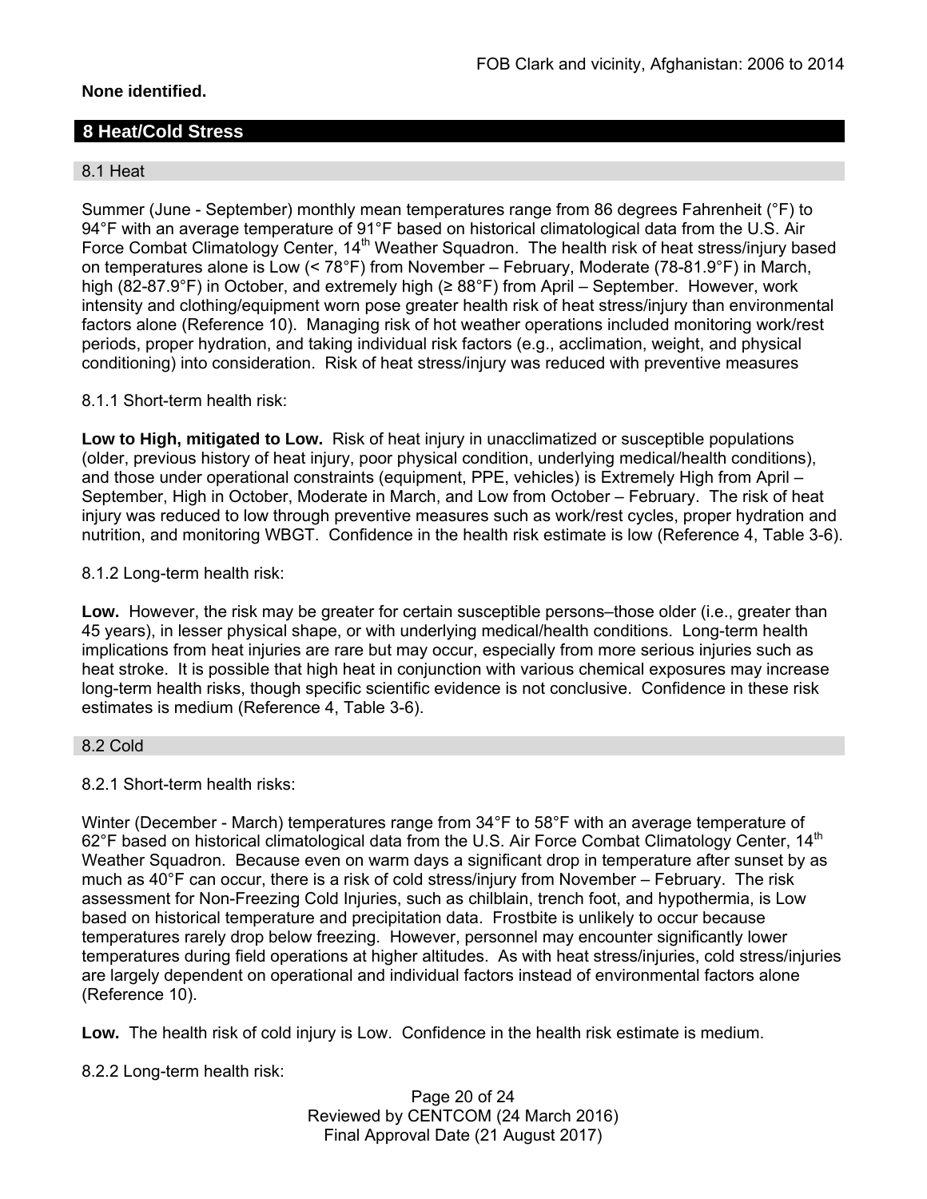**None identified.**

## 8 Heat/Cold Stress

### 8.1 Heat

Summer (June - September) monthly mean temperatures range from 86 degrees Fahrenheit (°F) to 94°F with an average temperature of 91°F based on historical climatological data from the U.S. Air Force Combat Climatology Center, 14th Weather Squadron. The health risk of heat stress/injury based on temperatures alone is Low (< 78°F) from November – February, Moderate (78-81.9°F) in March, high (82-87.9°F) in October, and extremely high (≥ 88°F) from April – September. However, work intensity and clothing/equipment worn pose greater health risk of heat stress/injury than environmental factors alone (Reference 10). Managing risk of hot weather operations included monitoring work/rest periods, proper hydration, and taking individual risk factors (e.g., acclimation, weight, and physical conditioning) into consideration. Risk of heat stress/injury was reduced with preventive measures

8.1.1 Short-term health risk:

**Low to High, mitigated to Low.** Risk of heat injury in unacclimatized or susceptible populations (older, previous history of heat injury, poor physical condition, underlying medical/health conditions), and those under operational constraints (equipment, PPE, vehicles) is Extremely High from April – September, High in October, Moderate in March, and Low from October – February. The risk of heat injury was reduced to low through preventive measures such as work/rest cycles, proper hydration and nutrition, and monitoring WBGT. Confidence in the health risk estimate is low (Reference 4, Table 3-6).

8.1.2 Long-term health risk:

**Low.** However, the risk may be greater for certain susceptible persons–those older (i.e., greater than 45 years), in lesser physical shape, or with underlying medical/health conditions. Long-term health implications from heat injuries are rare but may occur, especially from more serious injuries such as heat stroke. It is possible that high heat in conjunction with various chemical exposures may increase long-term health risks, though specific scientific evidence is not conclusive. Confidence in these risk estimates is medium (Reference 4, Table 3-6).

### 8.2 Cold

8.2.1 Short-term health risks:

Winter (December - March) temperatures range from 34°F to 58°F with an average temperature of 62°F based on historical climatological data from the U.S. Air Force Combat Climatology Center, 14th Weather Squadron. Because even on warm days a significant drop in temperature after sunset by as much as 40°F can occur, there is a risk of cold stress/injury from November – February. The risk assessment for Non-Freezing Cold Injuries, such as chilblain, trench foot, and hypothermia, is Low based on historical temperature and precipitation data. Frostbite is unlikely to occur because temperatures rarely drop below freezing. However, personnel may encounter significantly lower temperatures during field operations at higher altitudes. As with heat stress/injuries, cold stress/injuries are largely dependent on operational and individual factors instead of environmental factors alone (Reference 10).

**Low.** The health risk of cold injury is Low. Confidence in the health risk estimate is medium.

8.2.2 Long-term health risk: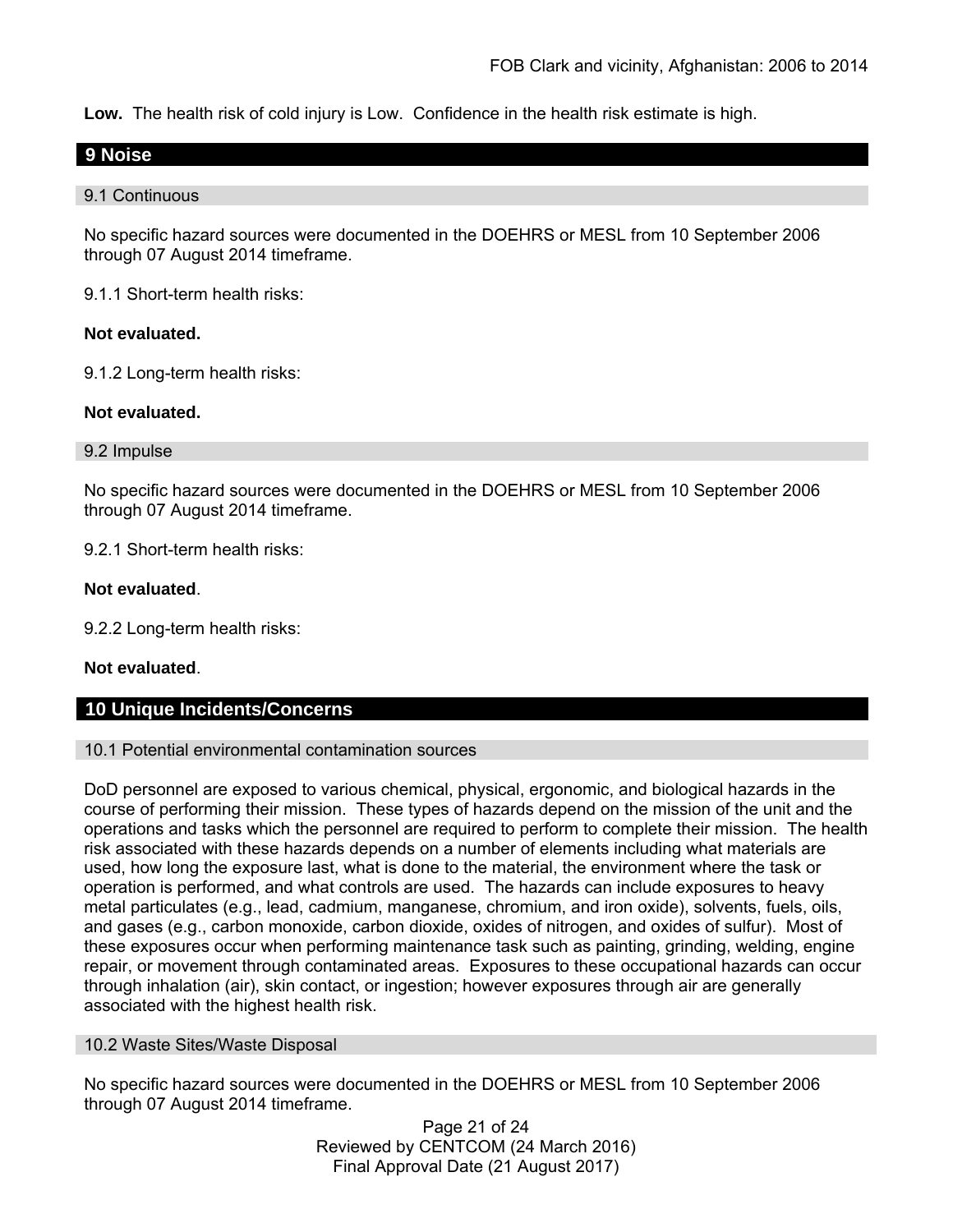**Low.** The health risk of cold injury is Low. Confidence in the health risk estimate is high.

## 9 Noise

### 9.1 Continuous

No specific hazard sources were documented in the DOEHRS or MESL from 10 September 2006 through 07 August 2014 timeframe.

9.1.1 Short-term health risks:

**Not evaluated.**

9.1.2 Long-term health risks:

**Not evaluated.**

### 9.2 Impulse

No specific hazard sources were documented in the DOEHRS or MESL from 10 September 2006 through 07 August 2014 timeframe.

9.2.1 Short-term health risks:

**Not evaluated**.

9.2.2 Long-term health risks:

**Not evaluated**.

## 10 Unique Incidents/Concerns

### 10.1 Potential environmental contamination sources

DoD personnel are exposed to various chemical, physical, ergonomic, and biological hazards in the course of performing their mission. These types of hazards depend on the mission of the unit and the operations and tasks which the personnel are required to perform to complete their mission. The health risk associated with these hazards depends on a number of elements including what materials are used, how long the exposure last, what is done to the material, the environment where the task or operation is performed, and what controls are used. The hazards can include exposures to heavy metal particulates (e.g., lead, cadmium, manganese, chromium, and iron oxide), solvents, fuels, oils, and gases (e.g., carbon monoxide, carbon dioxide, oxides of nitrogen, and oxides of sulfur). Most of these exposures occur when performing maintenance task such as painting, grinding, welding, engine repair, or movement through contaminated areas. Exposures to these occupational hazards can occur through inhalation (air), skin contact, or ingestion; however exposures through air are generally associated with the highest health risk.

### 10.2 Waste Sites/Waste Disposal

No specific hazard sources were documented in the DOEHRS or MESL from 10 September 2006 through 07 August 2014 timeframe.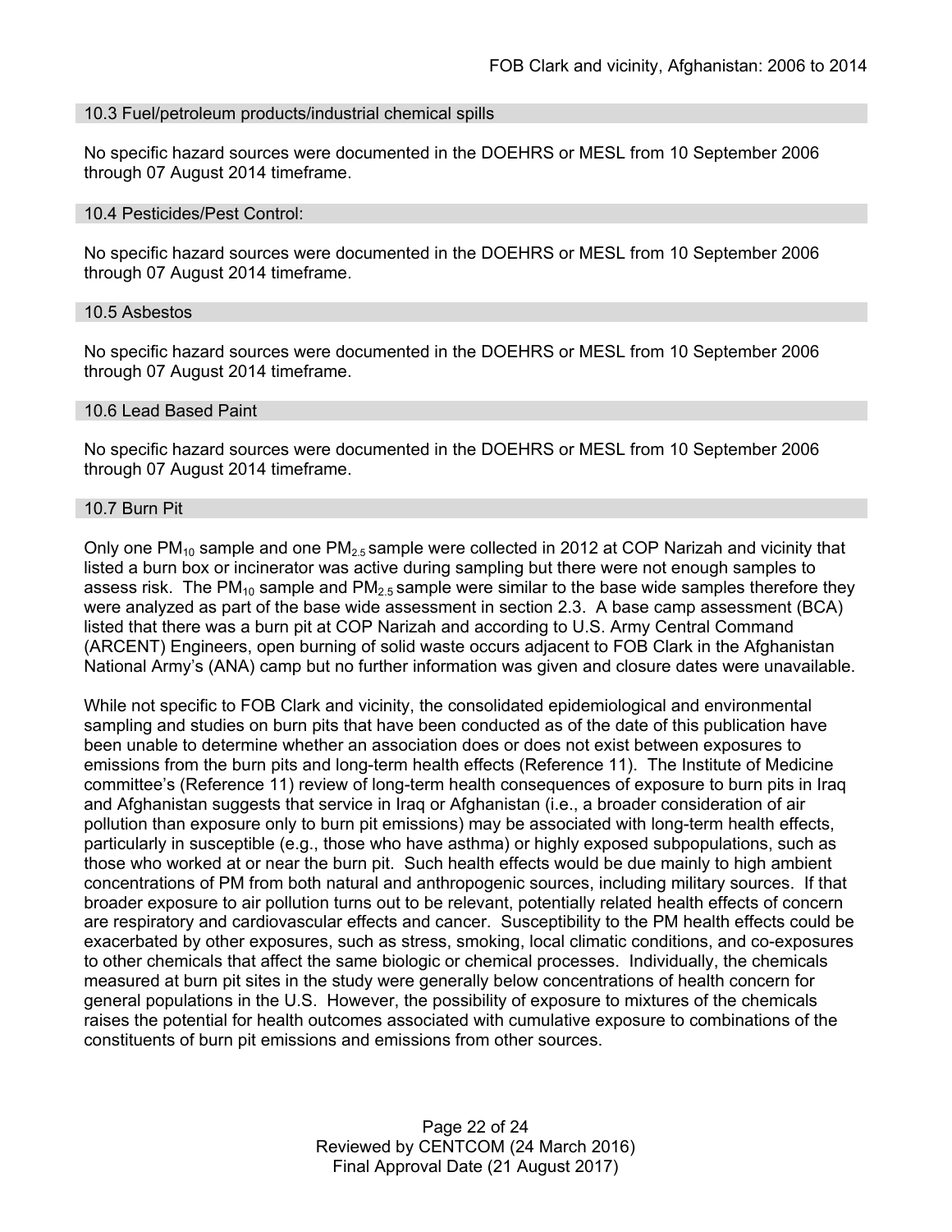### 10.3 Fuel/petroleum products/industrial chemical spills

No specific hazard sources were documented in the DOEHRS or MESL from 10 September 2006 through 07 August 2014 timeframe.

### 10.4 Pesticides/Pest Control:

No specific hazard sources were documented in the DOEHRS or MESL from 10 September 2006 through 07 August 2014 timeframe.

### 10.5 Asbestos

No specific hazard sources were documented in the DOEHRS or MESL from 10 September 2006 through 07 August 2014 timeframe.

### 10.6 Lead Based Paint

No specific hazard sources were documented in the DOEHRS or MESL from 10 September 2006 through 07 August 2014 timeframe.

### 10.7 Burn Pit

Only one $PM_{10}$ sample and one $PM_{2.5}$ sample were collected in 2012 at COP Narizah and vicinity that listed a burn box or incinerator was active during sampling but there were not enough samples to assess risk. The $PM_{10}$ sample and $PM_{2.5}$ sample were similar to the base wide samples therefore they were analyzed as part of the base wide assessment in section 2.3. A base camp assessment (BCA) listed that there was a burn pit at COP Narizah and according to U.S. Army Central Command (ARCENT) Engineers, open burning of solid waste occurs adjacent to FOB Clark in the Afghanistan National Army's (ANA) camp but no further information was given and closure dates were unavailable.

While not specific to FOB Clark and vicinity, the consolidated epidemiological and environmental sampling and studies on burn pits that have been conducted as of the date of this publication have been unable to determine whether an association does or does not exist between exposures to emissions from the burn pits and long-term health effects (Reference 11). The Institute of Medicine committee's (Reference 11) review of long-term health consequences of exposure to burn pits in Iraq and Afghanistan suggests that service in Iraq or Afghanistan (i.e., a broader consideration of air pollution than exposure only to burn pit emissions) may be associated with long-term health effects, particularly in susceptible (e.g., those who have asthma) or highly exposed subpopulations, such as those who worked at or near the burn pit. Such health effects would be due mainly to high ambient concentrations of PM from both natural and anthropogenic sources, including military sources. If that broader exposure to air pollution turns out to be relevant, potentially related health effects of concern are respiratory and cardiovascular effects and cancer. Susceptibility to the PM health effects could be exacerbated by other exposures, such as stress, smoking, local climatic conditions, and co-exposures to other chemicals that affect the same biologic or chemical processes. Individually, the chemicals measured at burn pit sites in the study were generally below concentrations of health concern for general populations in the U.S. However, the possibility of exposure to mixtures of the chemicals raises the potential for health outcomes associated with cumulative exposure to combinations of the constituents of burn pit emissions and emissions from other sources.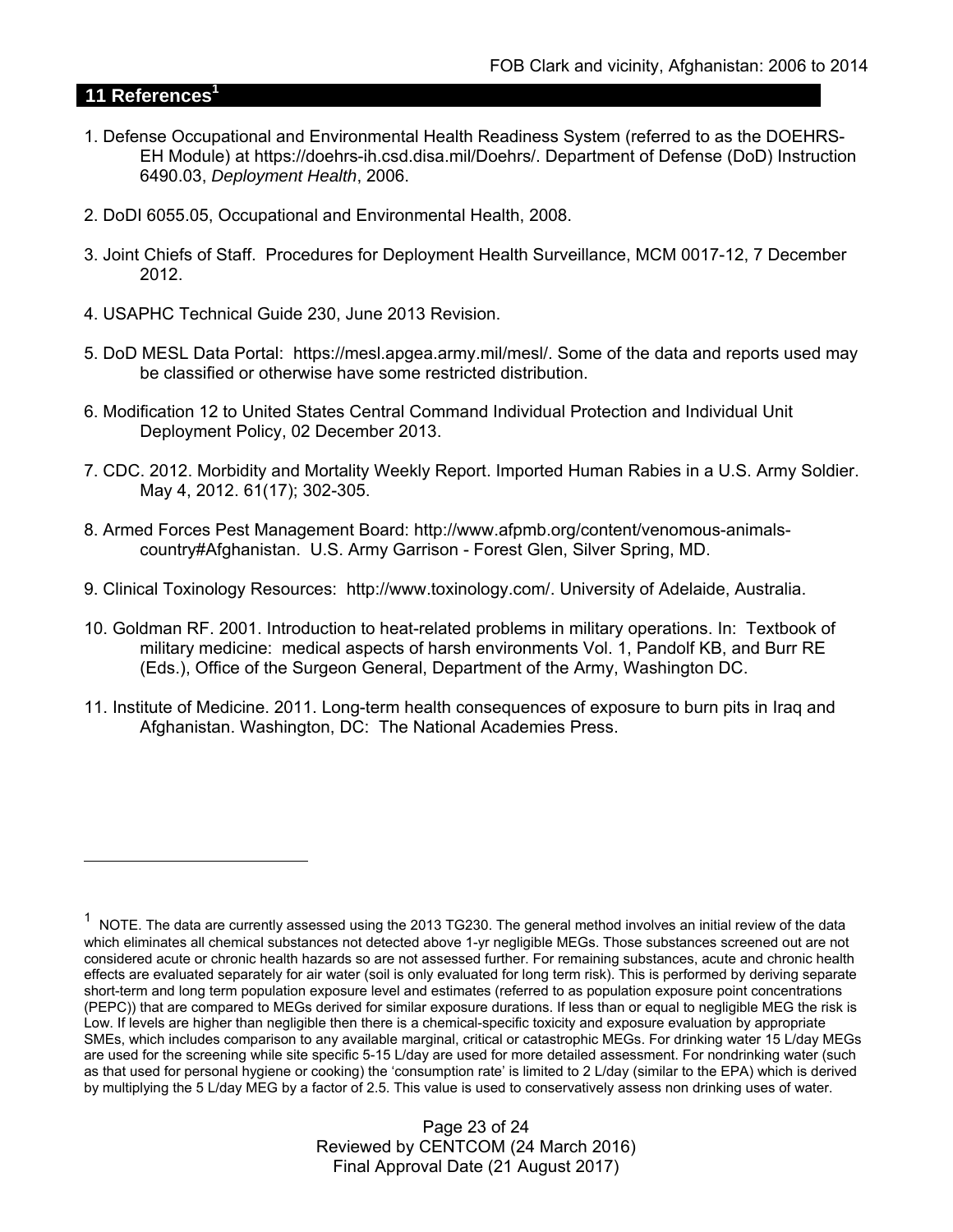## 11 References[1]

1. Defense Occupational and Environmental Health Readiness System (referred to as the DOEHRS-EH Module) at https://doehrs-ih.csd.disa.mil/Doehrs/. Department of Defense (DoD) Instruction 6490.03, *Deployment Health*, 2006.

2. DoDI 6055.05, Occupational and Environmental Health, 2008.

3. Joint Chiefs of Staff. Procedures for Deployment Health Surveillance, MCM 0017-12, 7 December 2012.

4. USAPHC Technical Guide 230, June 2013 Revision.

5. DoD MESL Data Portal: https://mesl.apgea.army.mil/mesl/. Some of the data and reports used may be classified or otherwise have some restricted distribution.

6. Modification 12 to United States Central Command Individual Protection and Individual Unit Deployment Policy, 02 December 2013.

7. CDC. 2012. Morbidity and Mortality Weekly Report. Imported Human Rabies in a U.S. Army Soldier. May 4, 2012. 61(17); 302-305.

8. Armed Forces Pest Management Board: http://www.afpmb.org/content/venomous-animals-country#Afghanistan. U.S. Army Garrison - Forest Glen, Silver Spring, MD.

9. Clinical Toxinology Resources: http://www.toxinology.com/. University of Adelaide, Australia.

10. Goldman RF. 2001. Introduction to heat-related problems in military operations. In: Textbook of military medicine: medical aspects of harsh environments Vol. 1, Pandolf KB, and Burr RE (Eds.), Office of the Surgeon General, Department of the Army, Washington DC.

11. Institute of Medicine. 2011. Long-term health consequences of exposure to burn pits in Iraq and Afghanistan. Washington, DC: The National Academies Press.

---

[1] NOTE. The data are currently assessed using the 2013 TG230. The general method involves an initial review of the data which eliminates all chemical substances not detected above 1-yr negligible MEGs. Those substances screened out are not considered acute or chronic health hazards so are not assessed further. For remaining substances, acute and chronic health effects are evaluated separately for air water (soil is only evaluated for long term risk). This is performed by deriving separate short-term and long term population exposure level and estimates (referred to as population exposure point concentrations (PEPC)) that are compared to MEGs derived for similar exposure durations. If less than or equal to negligible MEG the risk is Low. If levels are higher than negligible then there is a chemical-specific toxicity and exposure evaluation by appropriate SMEs, which includes comparison to any available marginal, critical or catastrophic MEGs. For drinking water 15 L/day MEGs are used for the screening while site specific 5-15 L/day are used for more detailed assessment. For nondrinking water (such as that used for personal hygiene or cooking) the 'consumption rate' is limited to 2 L/day (similar to the EPA) which is derived by multiplying the 5 L/day MEG by a factor of 2.5. This value is used to conservatively assess non drinking uses of water.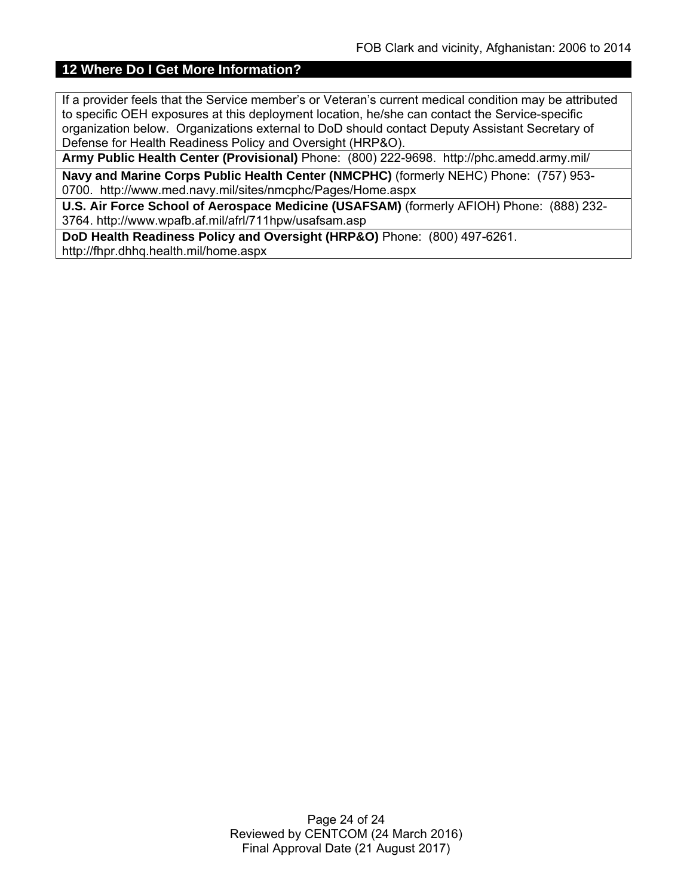## 12 Where Do I Get More Information?

| |
|---|
| If a provider feels that the Service member's or Veteran's current medical condition may be attributed to specific OEH exposures at this deployment location, he/she can contact the Service-specific organization below. Organizations external to DoD should contact Deputy Assistant Secretary of Defense for Health Readiness Policy and Oversight (HRP&O). |
| **Army Public Health Center (Provisional)** Phone: (800) 222-9698. http://phc.amedd.army.mil/ |
| **Navy and Marine Corps Public Health Center (NMCPHC)** (formerly NEHC) Phone: (757) 953-0700. http://www.med.navy.mil/sites/nmcphc/Pages/Home.aspx |
| **U.S. Air Force School of Aerospace Medicine (USAFSAM)** (formerly AFIOH) Phone: (888) 232-3764. http://www.wpafb.af.mil/afrl/711hpw/usafsam.asp |
| **DoD Health Readiness Policy and Oversight (HRP&O)** Phone: (800) 497-6261. http://fhpr.dhhq.health.mil/home.aspx |

Reviewed by CENTCOM (24 March 2016)
Final Approval Date (21 August 2017)